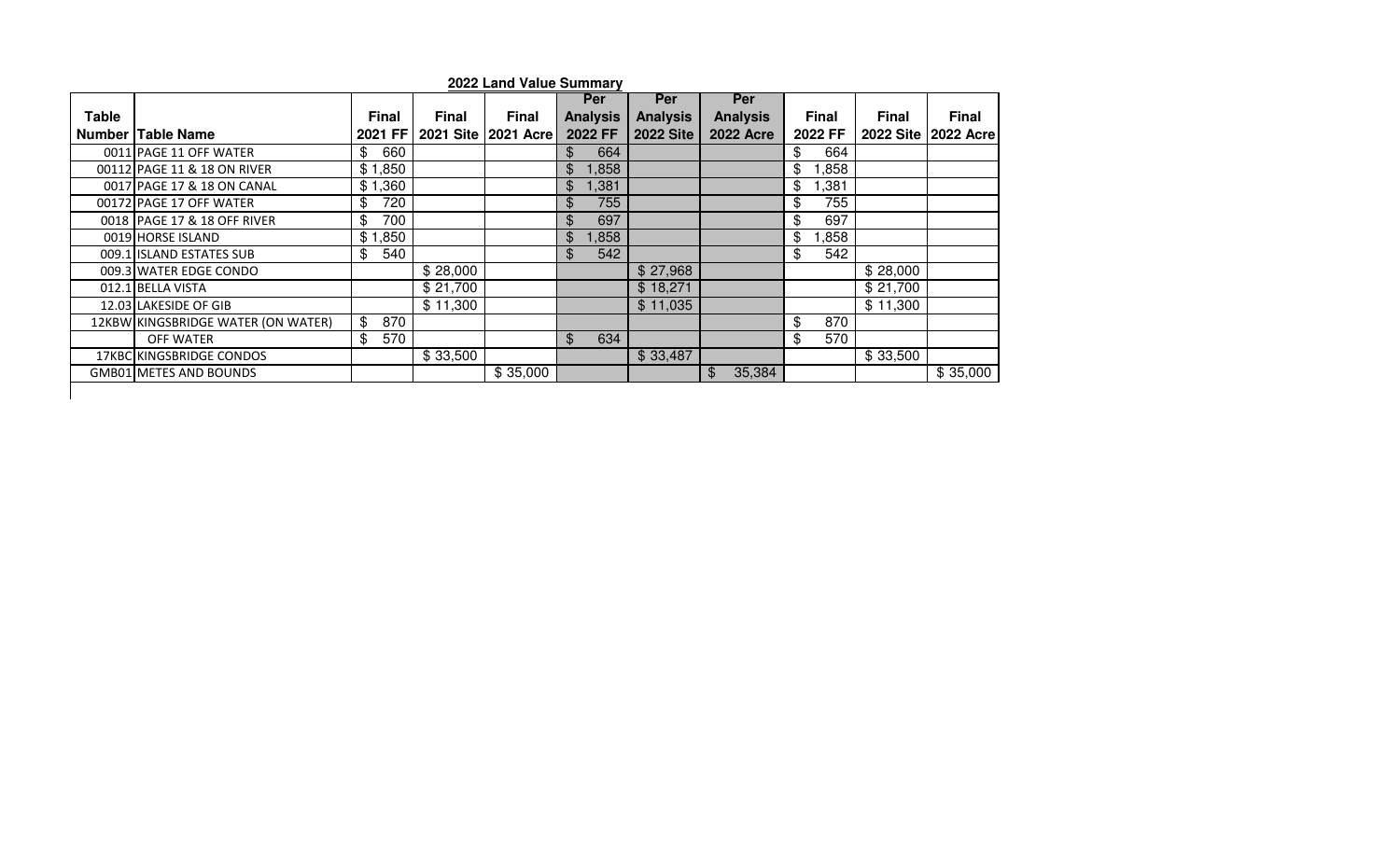**2022 Land Value Summary**

| Table Number | Table Name | Final 2021 FF | Final 2021 Site | Final 2021 Acre | Per Analysis 2022 FF | Per Analysis 2022 Site | Per Analysis 2022 Acre | Final 2022 FF | Final 2022 Site | Final 2022 Acre |
|---|---|---|---|---|---|---|---|---|---|---|
| 0011 | PAGE 11 OFF WATER | $ 660 | | | $ 664 | | | $ 664 | | |
| 00112 | PAGE 11 & 18 ON RIVER | $ 1,850 | | | $ 1,858 | | | $ 1,858 | | |
| 0017 | PAGE 17 & 18 ON CANAL | $ 1,360 | | | $ 1,381 | | | $ 1,381 | | |
| 00172 | PAGE 17 OFF WATER | $ 720 | | | $ 755 | | | $ 755 | | |
| 0018 | PAGE 17 & 18 OFF RIVER | $ 700 | | | $ 697 | | | $ 697 | | |
| 0019 | HORSE ISLAND | $ 1,850 | | | $ 1,858 | | | $ 1,858 | | |
| 009.1 | ISLAND ESTATES SUB | $ 540 | | | $ 542 | | | $ 542 | | |
| 009.3 | WATER EDGE CONDO | | $ 28,000 | | | $ 27,968 | | | $ 28,000 | |
| 012.1 | BELLA VISTA | | $ 21,700 | | | $ 18,271 | | | $ 21,700 | |
| 12.03 | LAKESIDE OF GIB | | $ 11,300 | | | $ 11,035 | | | $ 11,300 | |
| 12KBW | KINGSBRIDGE WATER (ON WATER) | $ 870 | | | | | | $ 870 | | |
| | OFF WATER | $ 570 | | | $ 634 | | | $ 570 | | |
| 17KBC | KINGSBRIDGE CONDOS | | $ 33,500 | | | $ 33,487 | | | $ 33,500 | |
| GMB01 | METES AND BOUNDS | | | $ 35,000 | | | $ 35,384 | | | $ 35,000 |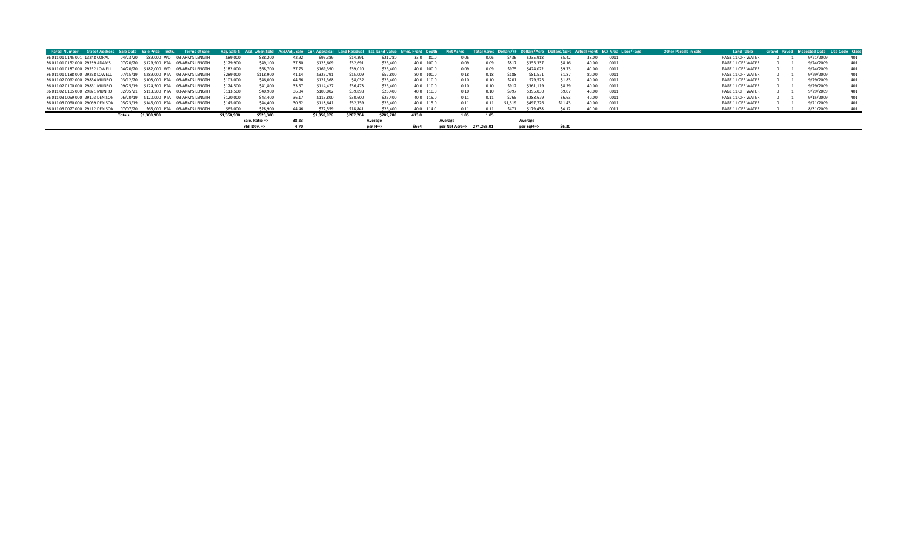| Parcel Number | Street Address | Sale Date | Sale Price | Instr. | Terms of Sale | Adj. Sale $ | Asd. when Sold | Asd/Adj. Sale | Cur. Appraisal | Land Residual | Est. Land Value | Effec. Front | Depth | Net Acres | Total Acres | Dollars/FF | Dollars/Acre | Dollars/SqFt | Actual Front | ECF Area | Liber/Page | Other Parcels in Sale | Land Table | Gravel | Paved | Inspected Date | Use Code | Class |
|---|---|---|---|---|---|---|---|---|---|---|---|---|---|---|---|---|---|---|---|---|---|---|---|---|---|---|---|---|
| 36 011 01 0145 001 | 13248 CORAL | 04/23/20 | $89,000 | WD | 03-ARM'S LENGTH | $89,000 | $38,200 | 42.92 | $96,389 | $14,391 | $21,780 | 33.0 | 80.0 | 0.06 | 0.06 | $436 | $235,918 | $5.42 | 33.00 | 0011 | | | PAGE 11 OFF WATER | 0 | 1 | 9/21/2009 | | 401 |
| 36 011 01 0152 000 | 29239 ADAMS | 07/20/20 | $129,900 | PTA | 03-ARM'S LENGTH | $129,900 | $49,100 | 37.80 | $123,609 | $32,691 | $26,400 | 40.0 | 100.0 | 0.09 | 0.09 | $817 | $355,337 | $8.16 | 40.00 | 0011 | | | PAGE 11 OFF WATER | 0 | 1 | 9/24/2009 | | 401 |
| 36 011 01 0187 000 | 29252 LOWELL | 04/20/20 | $182,000 | WD | 03-ARM'S LENGTH | $182,000 | $68,700 | 37.75 | $169,390 | $39,010 | $26,400 | 40.0 | 100.0 | 0.09 | 0.09 | $975 | $424,022 | $9.73 | 40.00 | 0011 | | | PAGE 11 OFF WATER | 0 | 1 | 9/24/2009 | | 401 |
| 36 011 01 0188 000 | 29268 LOWELL | 07/15/19 | $289,000 | PTA | 03-ARM'S LENGTH | $289,000 | $118,900 | 41.14 | $326,791 | $15,009 | $52,800 | 80.0 | 100.0 | 0.18 | 0.18 | $188 | $81,571 | $1.87 | 80.00 | 0011 | | | PAGE 11 OFF WATER | 0 | 1 | 9/29/2009 | | 401 |
| 36 011 02 0092 000 | 29854 MUNRO | 03/12/20 | $103,000 | PTA | 03-ARM'S LENGTH | $103,000 | $46,000 | 44.66 | $121,368 | $8,032 | $26,400 | 40.0 | 110.0 | 0.10 | 0.10 | $201 | $79,525 | $1.83 | 40.00 | 0011 | | | PAGE 11 OFF WATER | 0 | 1 | 9/29/2009 | | 401 |
| 36 011 02 0100 000 | 29861 MUNRO | 09/25/19 | $124,500 | PTA | 03-ARM'S LENGTH | $124,500 | $41,800 | 33.57 | $114,427 | $36,473 | $26,400 | 40.0 | 110.0 | 0.10 | 0.10 | $912 | $361,119 | $8.29 | 40.00 | 0011 | | | PAGE 11 OFF WATER | 0 | 1 | 9/29/2009 | | 401 |
| 36 011 02 0105 000 | 29821 MUNRO | 02/05/21 | $113,500 | PTA | 03-ARM'S LENGTH | $113,500 | $40,900 | 36.04 | $100,002 | $39,898 | $26,400 | 40.0 | 110.0 | 0.10 | 0.10 | $997 | $395,030 | $9.07 | 40.00 | 0011 | | | PAGE 11 OFF WATER | 0 | 1 | 9/29/2009 | | 401 |
| 36 011 03 0059 000 | 29103 DENISON | 06/20/19 | $120,000 | PTA | 03-ARM'S LENGTH | $120,000 | $43,400 | 36.17 | $115,800 | $30,600 | $26,400 | 40.0 | 115.0 | 0.11 | 0.11 | $765 | $288,679 | $6.63 | 40.00 | 0011 | | | PAGE 11 OFF WATER | 0 | 1 | 9/15/2009 | | 401 |
| 36 011 03 0060 000 | 29069 DENISON | 05/23/19 | $145,000 | PTA | 03-ARM'S LENGTH | $145,000 | $44,400 | 30.62 | $118,641 | $52,759 | $26,400 | 40.0 | 115.0 | 0.11 | 0.11 | $1,319 | $497,726 | $11.43 | 40.00 | 0011 | | | PAGE 11 OFF WATER | 0 | 1 | 9/21/2009 | | 401 |
| 36 011 03 0077 000 | 29112 DENISON | 07/07/20 | $65,000 | PTA | 03-ARM'S LENGTH | $65,000 | $28,900 | 44.46 | $72,559 | $18,841 | $26,400 | 40.0 | 114.0 | 0.11 | 0.11 | $471 | $179,438 | $4.12 | 40.00 | 0011 | | | PAGE 11 OFF WATER | 0 | 1 | 8/31/2009 | | 401 |
| | | Totals: | $1,360,900 | | | $1,360,900 | $520,300 | | $1,358,976 | $287,704 | $285,780 | 433.0 | | 1.05 | 1.05 | | | | | | | | | | | | | |
| | | | | | | | Sale. Ratio => | 38.23 | | | Average | | | Average | | | Average | | | | | | | | | | | |
| | | | | | | | Std. Dev. => | 4.70 | | | per FF=> | $664 | | per Net Acre=> | 274,265.01 | | per SqFt=> | $6.30 | | | | | | | | | | |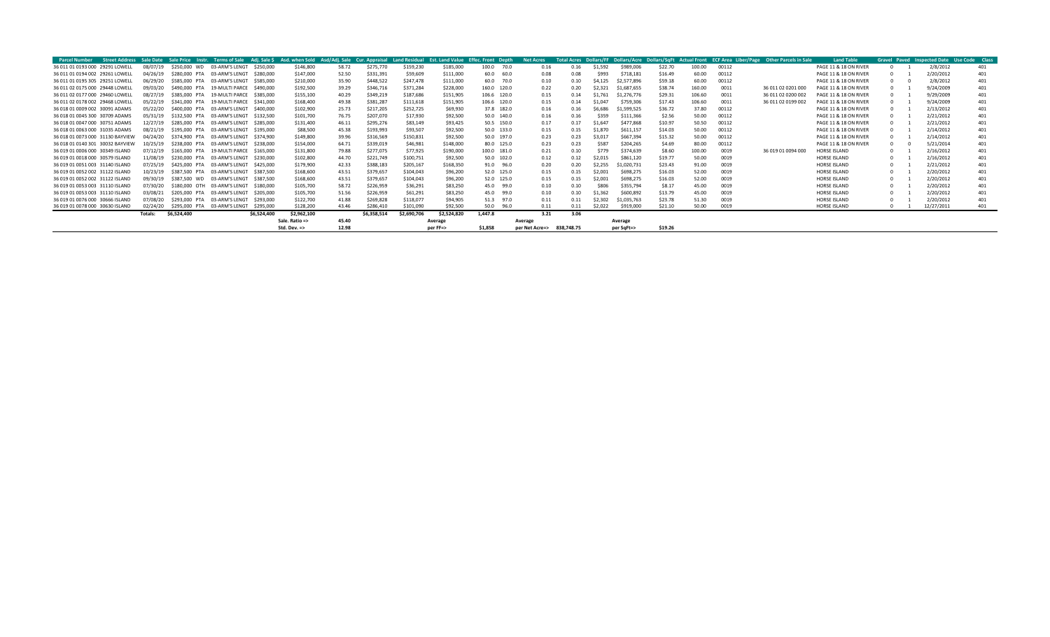| Parcel Number | Street Address | Sale Date | Sale Price | Instr. | Terms of Sale | Adj. Sale $ | Asd. when Sold | Asd/Adj. Sale | Cur. Appraisal | Land Residual | Est. Land Value | Effec. Front | Depth | Net Acres | Total Acres | Dollars/FF | Dollars/Acre | Dollars/SqFt | Actual Front | ECF Area | Liber/Page | Other Parcels in Sale | Land Table | Gravel | Paved | Inspected Date | Use Code | Class |
|---|---|---|---|---|---|---|---|---|---|---|---|---|---|---|---|---|---|---|---|---|---|---|---|---|---|---|---|---|
| 36 011 01 0193 000 | 29291 LOWELL | 08/07/19 | $250,000 | WD | 03-ARM'S LENGT | $250,000 | $146,800 | 58.72 | $275,770 | $159,230 | $185,000 | 100.0 | 70.0 | 0.16 | 0.16 | $1,592 | $989,006 | $22.70 | 100.00 | 00112 | | | PAGE 11 & 18 ON RIVER | 0 | 1 | 2/8/2012 | | 401 |
| 36 011 01 0194 002 | 29261 LOWELL | 04/26/19 | $280,000 | PTA | 03-ARM'S LENGT | $280,000 | $147,000 | 52.50 | $331,391 | $59,609 | $111,000 | 60.0 | 60.0 | 0.08 | 0.08 | $993 | $718,181 | $16.49 | 60.00 | 00112 | | | PAGE 11 & 18 ON RIVER | 0 | 1 | 2/20/2012 | | 401 |
| 36 011 01 0195 305 | 29251 LOWELL | 06/29/20 | $585,000 | PTA | 03-ARM'S LENGT | $585,000 | $210,000 | 35.90 | $448,522 | $247,478 | $111,000 | 60.0 | 70.0 | 0.10 | 0.10 | $4,125 | $2,577,896 | $59.18 | 60.00 | 00112 | | | PAGE 11 & 18 ON RIVER | 0 | 0 | 2/8/2012 | | 401 |
| 36 011 02 0175 000 | 29448 LOWELL | 09/03/20 | $490,000 | PTA | 19-MULTI PARCE | $490,000 | $192,500 | 39.29 | $346,716 | $371,284 | $228,000 | 160.0 | 120.0 | 0.22 | 0.20 | $2,321 | $1,687,655 | $38.74 | 160.00 | 0011 | | 36 011 02 0201 000 | PAGE 11 & 18 ON RIVER | 0 | 1 | 9/24/2009 | | 401 |
| 36 011 02 0177 000 | 29460 LOWELL | 08/27/19 | $385,000 | PTA | 19-MULTI PARCE | $385,000 | $155,100 | 40.29 | $349,219 | $187,686 | $151,905 | 106.6 | 120.0 | 0.15 | 0.14 | $1,761 | $1,276,776 | $29.31 | 106.60 | 0011 | | 36 011 02 0200 002 | PAGE 11 & 18 ON RIVER | 0 | 1 | 9/29/2009 | | 401 |
| 36 011 02 0178 002 | 29468 LOWELL | 05/22/19 | $341,000 | PTA | 19-MULTI PARCE | $341,000 | $168,400 | 49.38 | $381,287 | $111,618 | $151,905 | 106.6 | 120.0 | 0.15 | 0.14 | $1,047 | $759,306 | $17.43 | 106.60 | 0011 | | 36 011 02 0199 002 | PAGE 11 & 18 ON RIVER | 0 | 1 | 9/24/2009 | | 401 |
| 36 018 01 0009 002 | 30091 ADAMS | 05/22/20 | $400,000 | PTA | 03-ARM'S LENGT | $400,000 | $102,900 | 25.73 | $217,205 | $252,725 | $69,930 | 37.8 | 182.0 | 0.16 | 0.16 | $6,686 | $1,599,525 | $36.72 | 37.80 | 00112 | | | PAGE 11 & 18 ON RIVER | 0 | 1 | 2/13/2012 | | 401 |
| 36 018 01 0045 300 | 30709 ADAMS | 05/31/19 | $132,500 | PTA | 03-ARM'S LENGT | $132,500 | $101,700 | 76.75 | $207,070 | $17,930 | $92,500 | 50.0 | 140.0 | 0.16 | 0.16 | $359 | $111,366 | $2.56 | 50.00 | 00112 | | | PAGE 11 & 18 ON RIVER | 0 | 1 | 2/21/2012 | | 401 |
| 36 018 01 0047 000 | 30751 ADAMS | 12/27/19 | $285,000 | PTA | 03-ARM'S LENGT | $285,000 | $131,400 | 46.11 | $295,276 | $83,149 | $93,425 | 50.5 | 150.0 | 0.17 | 0.17 | $1,647 | $477,868 | $10.97 | 50.50 | 00112 | | | PAGE 11 & 18 ON RIVER | 0 | 1 | 2/21/2012 | | 401 |
| 36 018 01 0063 000 | 31035 ADAMS | 08/21/19 | $195,000 | PTA | 03-ARM'S LENGT | $195,000 | $88,500 | 45.38 | $193,993 | $93,507 | $92,500 | 50.0 | 133.0 | 0.15 | 0.15 | $1,870 | $611,157 | $14.03 | 50.00 | 00112 | | | PAGE 11 & 18 ON RIVER | 0 | 1 | 2/14/2012 | | 401 |
| 36 018 01 0073 000 | 31130 BAYVIEW | 04/24/20 | $374,900 | PTA | 03-ARM'S LENGT | $374,900 | $149,800 | 39.96 | $316,569 | $150,831 | $92,500 | 50.0 | 197.0 | 0.23 | 0.23 | $3,017 | $667,394 | $15.32 | 50.00 | 00112 | | | PAGE 11 & 18 ON RIVER | 0 | 1 | 2/14/2012 | | 401 |
| 36 018 01 0140 301 | 30032 BAYVIEW | 10/25/19 | $238,000 | PTA | 03-ARM'S LENGT | $238,000 | $154,000 | 64.71 | $339,019 | $46,981 | $148,000 | 80.0 | 125.0 | 0.23 | 0.23 | $587 | $204,265 | $4.69 | 80.00 | 00112 | | | PAGE 11 & 18 ON RIVER | 0 | 0 | 5/21/2014 | | 401 |
| 36 019 01 0006 000 | 30349 ISLAND | 07/12/19 | $165,000 | PTA | 19-MULTI PARCE | $165,000 | $131,800 | 79.88 | $277,075 | $77,925 | $190,000 | 100.0 | 181.0 | 0.21 | 0.10 | $779 | $374,639 | $8.60 | 100.00 | 0019 | | 36 019 01 0094 000 | HORSE ISLAND | 0 | 1 | 2/16/2012 | | 401 |
| 36 019 01 0018 000 | 30579 ISLAND | 11/08/19 | $230,000 | PTA | 03-ARM'S LENGT | $230,000 | $102,800 | 44.70 | $221,749 | $100,751 | $92,500 | 50.0 | 102.0 | 0.12 | 0.12 | $2,015 | $861,120 | $19.77 | 50.00 | 0019 | | | HORSE ISLAND | 0 | 1 | 2/16/2012 | | 401 |
| 36 019 01 0051 003 | 31140 ISLAND | 07/25/19 | $425,000 | PTA | 03-ARM'S LENGT | $425,000 | $179,900 | 42.33 | $388,183 | $205,167 | $168,350 | 91.0 | 96.0 | 0.20 | 0.20 | $2,255 | $1,020,731 | $23.43 | 91.00 | 0019 | | | HORSE ISLAND | 0 | 1 | 2/21/2012 | | 401 |
| 36 019 01 0052 002 | 31122 ISLAND | 10/23/19 | $387,500 | PTA | 03-ARM'S LENGT | $387,500 | $168,600 | 43.51 | $379,657 | $104,043 | $96,200 | 52.0 | 125.0 | 0.15 | 0.15 | $2,001 | $698,275 | $16.03 | 52.00 | 0019 | | | HORSE ISLAND | 0 | 1 | 2/20/2012 | | 401 |
| 36 019 01 0052 002 | 31122 ISLAND | 09/30/19 | $387,500 | WD | 03-ARM'S LENGT | $387,500 | $168,600 | 43.51 | $379,657 | $104,043 | $96,200 | 52.0 | 125.0 | 0.15 | 0.15 | $2,001 | $698,275 | $16.03 | 52.00 | 0019 | | | HORSE ISLAND | 0 | 1 | 2/20/2012 | | 401 |
| 36 019 01 0053 003 | 31110 ISLAND | 07/30/20 | $180,000 | OTH | 03-ARM'S LENGT | $180,000 | $105,700 | 58.72 | $226,959 | $36,291 | $83,250 | 45.0 | 99.0 | 0.10 | 0.10 | $806 | $355,794 | $8.17 | 45.00 | 0019 | | | HORSE ISLAND | 0 | 1 | 2/20/2012 | | 401 |
| 36 019 01 0053 003 | 31110 ISLAND | 03/08/21 | $205,000 | PTA | 03-ARM'S LENGT | $205,000 | $105,700 | 51.56 | $226,959 | $61,291 | $83,250 | 45.0 | 99.0 | 0.10 | 0.10 | $1,362 | $600,892 | $13.79 | 45.00 | 0019 | | | HORSE ISLAND | 0 | 1 | 2/20/2012 | | 401 |
| 36 019 01 0076 000 | 30666 ISLAND | 07/08/20 | $293,000 | PTA | 03-ARM'S LENGT | $293,000 | $122,700 | 41.88 | $269,828 | $118,077 | $94,905 | 51.3 | 97.0 | 0.11 | 0.11 | $2,302 | $1,035,763 | $23.78 | 51.30 | 0019 | | | HORSE ISLAND | 0 | 1 | 2/20/2012 | | 401 |
| 36 019 01 0078 000 | 30630 ISLAND | 02/24/20 | $295,000 | PTA | 03-ARM'S LENGT | $295,000 | $128,200 | 43.46 | $286,410 | $101,090 | $92,500 | 50.0 | 96.0 | 0.11 | 0.11 | $2,022 | $919,000 | $21.10 | 50.00 | 0019 | | | HORSE ISLAND | 0 | 1 | 12/27/2011 | | 401 |
| | | Totals: | $6,524,400 | | | $6,524,400 | $2,962,100 | | $6,358,514 | $2,690,706 | $2,524,820 | 1,447.8 | | 3.21 | 3.06 | | | | | | | | | | | | | |
| | | | | | | | Sale. Ratio => | 45.40 | | | Average | | | Average | | | Average | | | | | | | | | | | |
| | | | | | | | Std. Dev. => | 12.98 | | | per FF=> | $1,858 | | per Net Acre=> | 838,748.75 | | per SqFt=> | $19.26 | | | | | | | | | | |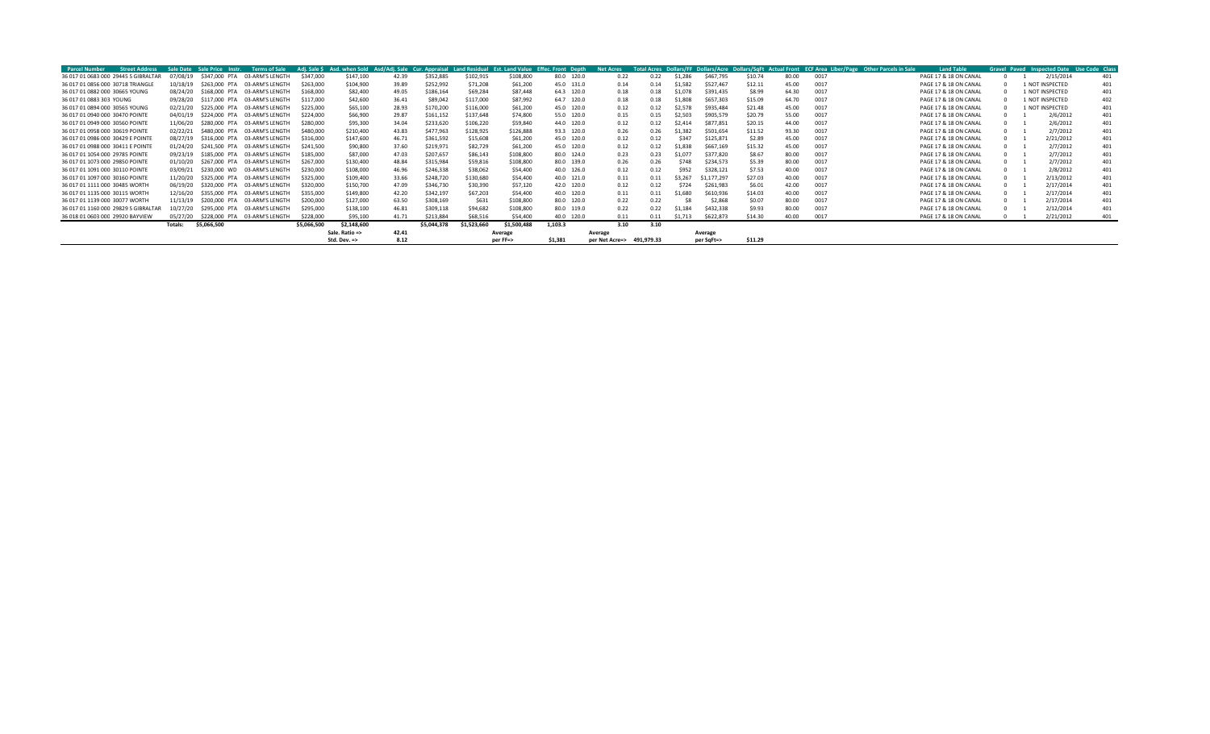| Parcel Number | Street Address | Sale Date | Sale Price | Instr. | Terms of Sale | Adj. Sale $ | Asd. when Sold | Asd/Adj. Sale | Cur. Appraisal | Land Residual | Est. Land Value | Effec. Front | Depth | Net Acres | Total Acres | Dollars/FF | Dollars/Acre | Dollars/SqFt | Actual Front | ECF Area | Liber/Page | Other Parcels in Sale | Land Table | Gravel | Paved | Inspected Date | Use Code | Class |
|---|---|---|---|---|---|---|---|---|---|---|---|---|---|---|---|---|---|---|---|---|---|---|---|---|---|---|---|---|
| 36 017 01 0683 000 | 29445 S GIBRALTAR | 07/08/19 | $347,000 | PTA | 03-ARM'S LENGTH | $347,000 | $147,100 | 42.39 | $352,885 | $102,915 | $108,800 | 80.0 | 120.0 | 0.22 | 0.22 | $1,286 | $467,795 | $10.74 | 80.00 | 0017 | | | PAGE 17 & 18 ON CANAL | 0 | 1 | 2/15/2014 | | 401 |
| 36 017 01 0856 000 | 30718 TRIANGLE | 10/18/19 | $263,000 | PTA | 03-ARM'S LENGTH | $263,000 | $104,900 | 39.89 | $252,992 | $71,208 | $61,200 | 45.0 | 131.0 | 0.14 | 0.14 | $1,582 | $527,467 | $12.11 | 45.00 | 0017 | | | PAGE 17 & 18 ON CANAL | 0 | 1 | NOT INSPECTED | | 401 |
| 36 017 01 0882 000 | 30665 YOUNG | 08/24/20 | $168,000 | PTA | 03-ARM'S LENGTH | $168,000 | $82,400 | 49.05 | $186,164 | $69,284 | $87,448 | 64.3 | 120.0 | 0.18 | 0.18 | $1,078 | $391,435 | $8.99 | 64.30 | 0017 | | | PAGE 17 & 18 ON CANAL | 0 | 1 | NOT INSPECTED | | 401 |
| 36 017 01 0883 303 | YOUNG | 09/28/20 | $117,000 | PTA | 03-ARM'S LENGTH | $117,000 | $42,600 | 36.41 | $89,042 | $117,000 | $87,992 | 64.7 | 120.0 | 0.18 | 0.18 | $1,808 | $657,303 | $15.09 | 64.70 | 0017 | | | PAGE 17 & 18 ON CANAL | 0 | 1 | NOT INSPECTED | | 402 |
| 36 017 01 0894 000 | 30565 YOUNG | 02/21/20 | $225,000 | PTA | 03-ARM'S LENGTH | $225,000 | $65,100 | 28.93 | $170,200 | $116,000 | $61,200 | 45.0 | 120.0 | 0.12 | 0.12 | $2,578 | $935,484 | $21.48 | 45.00 | 0017 | | | PAGE 17 & 18 ON CANAL | 0 | 1 | NOT INSPECTED | | 401 |
| 36 017 01 0940 000 | 30470 POINTE | 04/01/19 | $224,000 | PTA | 03-ARM'S LENGTH | $224,000 | $66,900 | 29.87 | $161,152 | $137,648 | $74,800 | 55.0 | 120.0 | 0.15 | 0.15 | $2,503 | $905,579 | $20.79 | 55.00 | 0017 | | | PAGE 17 & 18 ON CANAL | 0 | 1 | 2/6/2012 | | 401 |
| 36 017 01 0949 000 | 30560 POINTE | 11/06/20 | $280,000 | PTA | 03-ARM'S LENGTH | $280,000 | $95,300 | 34.04 | $233,620 | $106,220 | $59,840 | 44.0 | 120.0 | 0.12 | 0.12 | $2,414 | $877,851 | $20.15 | 44.00 | 0017 | | | PAGE 17 & 18 ON CANAL | 0 | 1 | 2/6/2012 | | 401 |
| 36 017 01 0958 000 | 30619 POINTE | 02/22/21 | $480,000 | PTA | 03-ARM'S LENGTH | $480,000 | $210,400 | 43.83 | $477,963 | $128,925 | $126,888 | 93.3 | 120.0 | 0.26 | 0.26 | $1,382 | $501,654 | $11.52 | 93.30 | 0017 | | | PAGE 17 & 18 ON CANAL | 0 | 1 | 2/7/2012 | | 401 |
| 36 017 01 0986 000 | 30429 E POINTE | 08/27/19 | $316,000 | PTA | 03-ARM'S LENGTH | $316,000 | $147,600 | 46.71 | $361,592 | $15,608 | $61,200 | 45.0 | 120.0 | 0.12 | 0.12 | $347 | $125,871 | $2.89 | 45.00 | 0017 | | | PAGE 17 & 18 ON CANAL | 0 | 1 | 2/21/2012 | | 401 |
| 36 017 01 0988 000 | 30411 E POINTE | 01/24/20 | $241,500 | PTA | 03-ARM'S LENGTH | $241,500 | $90,800 | 37.60 | $219,971 | $82,729 | $61,200 | 45.0 | 120.0 | 0.12 | 0.12 | $1,838 | $667,169 | $15.32 | 45.00 | 0017 | | | PAGE 17 & 18 ON CANAL | 0 | 1 | 2/7/2012 | | 401 |
| 36 017 01 1054 000 | 29785 POINTE | 09/23/19 | $185,000 | PTA | 03-ARM'S LENGTH | $185,000 | $87,000 | 47.03 | $207,657 | $86,143 | $108,800 | 80.0 | 124.0 | 0.23 | 0.23 | $1,077 | $377,820 | $8.67 | 80.00 | 0017 | | | PAGE 17 & 18 ON CANAL | 0 | 1 | 2/7/2012 | | 401 |
| 36 017 01 1073 000 | 29850 POINTE | 01/10/20 | $267,000 | PTA | 03-ARM'S LENGTH | $267,000 | $130,400 | 48.84 | $315,984 | $59,816 | $108,800 | 80.0 | 139.0 | 0.26 | 0.26 | $748 | $234,573 | $5.39 | 80.00 | 0017 | | | PAGE 17 & 18 ON CANAL | 0 | 1 | 2/7/2012 | | 401 |
| 36 017 01 1091 000 | 30110 POINTE | 03/09/21 | $230,000 | WD | 03-ARM'S LENGTH | $230,000 | $108,000 | 46.96 | $246,338 | $38,062 | $54,400 | 40.0 | 126.0 | 0.12 | 0.12 | $952 | $328,121 | $7.53 | 40.00 | 0017 | | | PAGE 17 & 18 ON CANAL | 0 | 1 | 2/8/2012 | | 401 |
| 36 017 01 1097 000 | 30160 POINTE | 11/20/20 | $325,000 | PTA | 03-ARM'S LENGTH | $325,000 | $109,400 | 33.66 | $248,720 | $130,680 | $54,400 | 40.0 | 121.0 | 0.11 | 0.11 | $3,267 | $1,177,297 | $27.03 | 40.00 | 0017 | | | PAGE 17 & 18 ON CANAL | 0 | 1 | 2/13/2012 | | 401 |
| 36 017 01 1111 000 | 30485 WORTH | 06/19/20 | $320,000 | PTA | 03-ARM'S LENGTH | $320,000 | $150,700 | 47.09 | $346,730 | $30,390 | $57,120 | 42.0 | 120.0 | 0.12 | 0.12 | $724 | $261,983 | $6.01 | 42.00 | 0017 | | | PAGE 17 & 18 ON CANAL | 0 | 1 | 2/17/2014 | | 401 |
| 36 017 01 1135 000 | 30115 WORTH | 12/16/20 | $355,000 | PTA | 03-ARM'S LENGTH | $355,000 | $149,800 | 42.20 | $342,197 | $67,203 | $54,400 | 40.0 | 120.0 | 0.11 | 0.11 | $1,680 | $610,936 | $14.03 | 40.00 | 0017 | | | PAGE 17 & 18 ON CANAL | 0 | 1 | 2/17/2014 | | 401 |
| 36 017 01 1139 000 | 30077 WORTH | 11/13/19 | $200,000 | PTA | 03-ARM'S LENGTH | $200,000 | $127,000 | 63.50 | $308,169 | $631 | $108,800 | 80.0 | 120.0 | 0.22 | 0.22 | $8 | $2,868 | $0.07 | 80.00 | 0017 | | | PAGE 17 & 18 ON CANAL | 0 | 1 | 2/17/2014 | | 401 |
| 36 017 01 1160 000 | 29829 S GIBRALTAR | 10/27/20 | $295,000 | PTA | 03-ARM'S LENGTH | $295,000 | $138,100 | 46.81 | $309,118 | $94,682 | $108,800 | 80.0 | 119.0 | 0.22 | 0.22 | $1,184 | $432,338 | $9.93 | 80.00 | 0017 | | | PAGE 17 & 18 ON CANAL | 0 | 1 | 2/12/2014 | | 401 |
| 36 018 01 0603 000 | 29920 BAYVIEW | 05/27/20 | $228,000 | PTA | 03-ARM'S LENGTH | $228,000 | $95,100 | 41.71 | $213,884 | $68,516 | $54,400 | 40.0 | 120.0 | 0.11 | 0.11 | $1,713 | $622,873 | $14.30 | 40.00 | 0017 | | | PAGE 17 & 18 ON CANAL | 0 | 1 | 2/21/2012 | | 401 |
| | Totals: | | $5,066,500 | | | $5,066,500 | $2,148,600 | | $5,044,378 | $1,523,660 | $1,500,488 | 1,103.3 | | 3.10 | 3.10 | | | | | | | | | | | | | |
| | | | | | | | Sale. Ratio => | 42.41 | | | Average | | | Average | | | Average | | | | | | | | | | | |
| | | | | | | | Std. Dev. => | 8.12 | | | per FF=> | $1,381 | | per Net Acre=> | 491,979.33 | | per SqFt=> | $11.29 | | | | | | | | | | |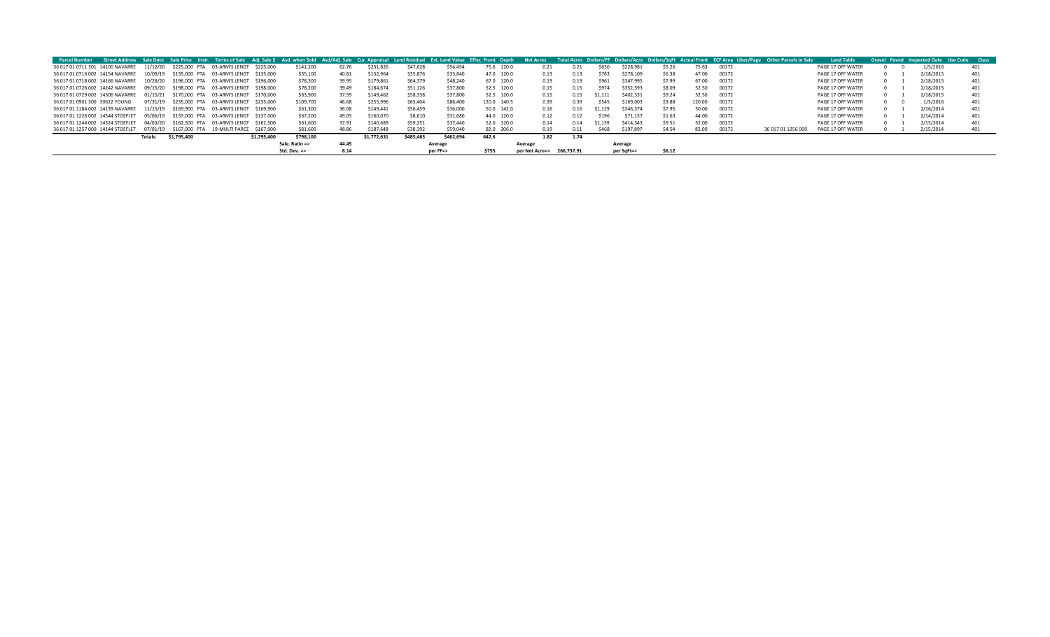| Parcel Number | Street Address | Sale Date | Sale Price | Instr. | Terms of Sale | Adj. Sale $ | Asd. when Sold | Asd/Adj. Sale | Cur. Appraisal | Land Residual | Est. Land Value | Effec. Front | Depth | Net Acres | Total Acres | Dollars/FF | Dollars/Acre | Dollars/SqFt | Actual Front | ECF Area | Liber/Page | Other Parcels in Sale | Land Table | Gravel | Paved | Inspected Date | Use Code | Class |
|---|---|---|---|---|---|---|---|---|---|---|---|---|---|---|---|---|---|---|---|---|---|---|---|---|---|---|---|---|
| 36 017 01 0711 301 | 14100 NAVARRE | 11/12/20 | $225,000 | PTA | 03-ARM'S LENGT | $225,000 | $141,200 | 62.76 | $231,826 | $47,628 | $54,454 | 75.6 | 120.0 | 0.21 | 0.21 | $630 | $228,981 | $5.26 | 75.63 | 00172 | | | PAGE 17 OFF WATER | 0 | 0 | 1/5/2016 | | 401 |
| 36 017 01 0716 002 | 14154 NAVARRE | 10/09/19 | $135,000 | PTA | 03-ARM'S LENGT | $135,000 | $55,100 | 40.81 | $132,964 | $35,876 | $33,840 | 47.0 | 120.0 | 0.13 | 0.13 | $763 | $278,109 | $6.38 | 47.00 | 00172 | | | PAGE 17 OFF WATER | 0 | 1 | 2/18/2015 | | 401 |
| 36 017 01 0718 002 | 14166 NAVARRE | 10/28/20 | $196,000 | PTA | 03-ARM'S LENGT | $196,000 | $78,300 | 39.95 | $179,861 | $64,379 | $48,240 | 67.0 | 120.0 | 0.19 | 0.19 | $961 | $347,995 | $7.99 | 67.00 | 00172 | | | PAGE 17 OFF WATER | 0 | 1 | 2/18/2015 | | 401 |
| 36 017 01 0726 002 | 14242 NAVARRE | 09/15/20 | $198,000 | PTA | 03-ARM'S LENGT | $198,000 | $78,200 | 39.49 | $184,674 | $51,126 | $37,800 | 52.5 | 120.0 | 0.15 | 0.15 | $974 | $352,593 | $8.09 | 52.50 | 00172 | | | PAGE 17 OFF WATER | 0 | 1 | 2/18/2015 | | 401 |
| 36 017 01 0729 002 | 14306 NAVARRE | 01/15/21 | $170,000 | PTA | 03-ARM'S LENGT | $170,000 | $63,900 | 37.59 | $149,462 | $58,338 | $37,800 | 52.5 | 120.0 | 0.15 | 0.15 | $1,111 | $402,331 | $9.24 | 52.50 | 00172 | | | PAGE 17 OFF WATER | 0 | 1 | 2/18/2015 | | 401 |
| 36 017 01 0901 300 | 30622 YOUNG | 07/31/19 | $235,000 | PTA | 03-ARM'S LENGT | $235,000 | $109,700 | 46.68 | $255,996 | $65,404 | $86,400 | 120.0 | 140.5 | 0.39 | 0.39 | $545 | $169,003 | $3.88 | 120.00 | 00172 | | | PAGE 17 OFF WATER | 0 | 0 | 1/5/2016 | | 401 |
| 36 017 01 1184 002 | 14139 NAVARRE | 11/15/19 | $169,900 | PTA | 03-ARM'S LENGT | $169,900 | $61,300 | 36.08 | $149,441 | $56,459 | $36,000 | 50.0 | 142.0 | 0.16 | 0.16 | $1,129 | $346,374 | $7.95 | 50.00 | 00172 | | | PAGE 17 OFF WATER | 0 | 1 | 2/16/2014 | | 401 |
| 36 017 01 1226 002 | 14544 STOEFLET | 05/06/19 | $137,000 | PTA | 03-ARM'S LENGT | $137,000 | $67,200 | 49.05 | $160,070 | $8,610 | $31,680 | 44.0 | 120.0 | 0.12 | 0.12 | $196 | $71,157 | $1.63 | 44.00 | 00172 | | | PAGE 17 OFF WATER | 0 | 1 | 2/14/2014 | | 401 |
| 36 017 01 1244 002 | 14324 STOEFLET | 04/03/20 | $162,500 | PTA | 03-ARM'S LENGT | $162,500 | $61,600 | 37.91 | $140,689 | $59,251 | $37,440 | 52.0 | 120.0 | 0.14 | 0.14 | $1,139 | $414,343 | $9.51 | 52.00 | 00172 | | | PAGE 17 OFF WATER | 0 | 1 | 2/15/2014 | | 401 |
| 36 017 01 1257 000 | 14144 STOEFLET | 07/01/19 | $167,000 | PTA | 19-MULTI PARCE | $167,000 | $81,600 | 48.86 | $187,648 | $38,392 | $59,040 | 82.0 | 206.0 | 0.19 | 0.11 | $468 | $197,897 | $4.54 | 82.00 | 00172 | | 36 017 01 1256 000 | PAGE 17 OFF WATER | 0 | 1 | 2/15/2014 | | 401 |
| | | Totals: | $1,795,400 | | | $1,795,400 | $798,100 | | $1,772,631 | $485,463 | $462,694 | 642.6 | | 1.82 | 1.74 | | | | | | | | | | | | | |
| | | | | | | | Sale. Ratio => | 44.45 | | | Average | | | Average | | | Average | | | | | | | | | | | |
| | | | | | | | Std. Dev. => | 8.14 | | | per FF=> | $755 | | per Net Acre=> | 266,737.91 | | per SqFt=> | $6.12 | | | | | | | | | | |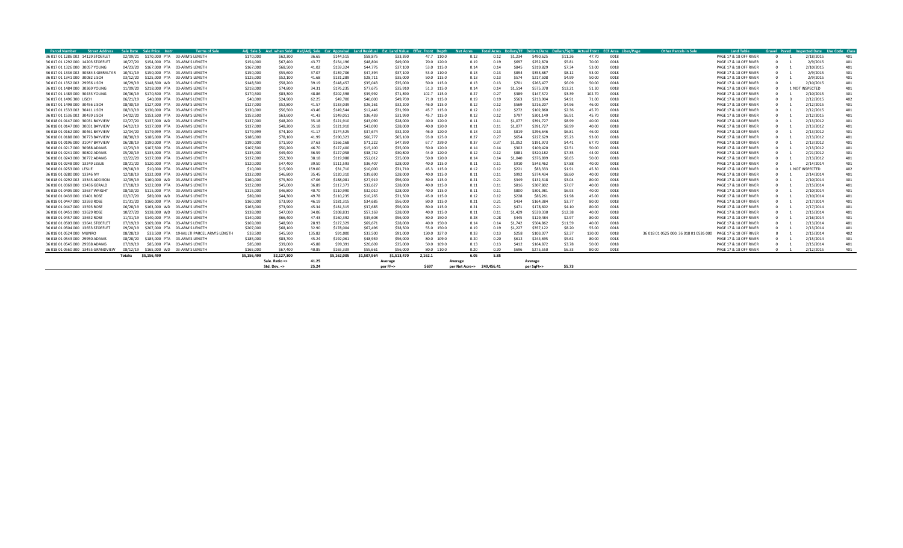| Parcel Number | Street Address | Sale Date | Sale Price | Instr. | Terms of Sale | Adj. Sale $ | Asd. when Sold | Asd/Adj. Sale | Cur. Appraisal | Land Residual | Est. Land Value | Effec. Front | Depth | Net Acres | Total Acres | Dollars/FF | Dollars/Acre | Dollars/SqFt | Actual Front | ECF Area | Liber/Page | Other Parcels in Sale | Land Table | Gravel | Paved | Inspected Date | Use Code | Class |
|---|---|---|---|---|---|---|---|---|---|---|---|---|---|---|---|---|---|---|---|---|---|---|---|---|---|---|---|---|
| 36 017 01 1286 002 | 14129 STOEFLET | 02/09/21 | $170,000 | PTA | 03-ARM'S LENGTH | $170,000 | $62,300 | 36.65 | $144,515 | $58,875 | $33,390 | 47.7 | 110.0 | 0.12 | 0.12 | $1,234 | $490,625 | $11.26 | 47.70 | 0018 | | | PAGE 17 & 18 OFF RIVER | 0 | 1 | 2/18/2015 | 401 | |
| 36 017 01 1292 000 | 14203 STOEFLET | 10/27/20 | $154,000 | PTA | 03-ARM'S LENGTH | $154,000 | $67,400 | 43.77 | $154,196 | $48,804 | $49,000 | 70.0 | 120.0 | 0.19 | 0.19 | $697 | $252,870 | $5.81 | 70.00 | 0018 | | | PAGE 17 & 18 OFF RIVER | 0 | 1 | 2/9/2015 | 401 | |
| 36 017 01 1326 000 | 30057 YOUNG | 04/23/20 | $167,000 | PTA | 03-ARM'S LENGTH | $167,000 | $68,500 | 41.02 | $159,324 | $44,776 | $37,100 | 53.0 | 115.0 | 0.14 | 0.14 | $845 | $319,829 | $7.34 | 53.00 | 0018 | | | PAGE 17 & 18 OFF RIVER | 0 | 1 | 2/10/2015 | 401 | |
| 36 017 01 1336 002 | 30584 S GIBRALTAR | 10/31/19 | $150,000 | PTA | 03-ARM'S LENGTH | $150,000 | $55,600 | 37.07 | $139,706 | $47,394 | $37,100 | 53.0 | 110.0 | 0.13 | 0.13 | $894 | $353,687 | $8.12 | 53.00 | 0018 | | | PAGE 17 & 18 OFF RIVER | 0 | 1 | 2/9/2015 | 401 | |
| 36 017 01 1341 000 | 30082 LISCH | 03/12/20 | $125,000 | PTA | 03-ARM'S LENGTH | $125,000 | $52,100 | 41.68 | $131,289 | $28,711 | $35,000 | 50.0 | 115.0 | 0.13 | 0.13 | $574 | $217,508 | $4.99 | 50.00 | 0018 | | | PAGE 17 & 18 OFF RIVER | 0 | 1 | 2/9/2015 | 401 | |
| 36 017 01 1352 002 | 29956 LISCH | 10/29/19 | $148,500 | WD | 03-ARM'S LENGTH | $148,500 | $58,200 | 39.19 | $148,457 | $35,043 | $35,000 | 50.0 | 115.0 | 0.13 | 0.13 | $701 | $265,477 | $6.09 | 50.00 | 0018 | | | PAGE 17 & 18 OFF RIVER | 0 | 1 | 2/10/2015 | 401 | |
| 36 017 01 1484 000 | 30369 YOUNG | 11/09/20 | $218,000 | PTA | 03-ARM'S LENGTH | $218,000 | $74,800 | 34.31 | $176,235 | $77,675 | $35,910 | 51.3 | 115.0 | 0.14 | 0.14 | $1,514 | $575,370 | $13.21 | 51.30 | 0018 | | | PAGE 17 & 18 OFF RIVER | 0 | 1 | NOT INSPECTED | 401 | |
| 36 017 01 1489 000 | 30433 YOUNG | 06/06/19 | $170,500 | PTA | 03-ARM'S LENGTH | $170,500 | $83,300 | 48.86 | $202,398 | $39,992 | $71,890 | 102.7 | 115.0 | 0.27 | 0.27 | $389 | $147,572 | $3.39 | 102.70 | 0018 | | | PAGE 17 & 18 OFF RIVER | 0 | 1 | 2/10/2015 | 401 | |
| 36 017 01 1496 300 | LISCH | 06/21/19 | $40,000 | PTA | 03-ARM'S LENGTH | $40,000 | $24,900 | 62.25 | $49,700 | $40,000 | $49,700 | 71.0 | 115.0 | 0.19 | 0.19 | $563 | $213,904 | $4.91 | 71.00 | 0018 | | | PAGE 17 & 18 OFF RIVER | 0 | 0 | 2/12/2015 | 402 | |
| 36 017 01 1498 000 | 30456 LISCH | 08/30/19 | $127,000 | PTA | 03-ARM'S LENGTH | $127,000 | $52,800 | 41.57 | $133,039 | $26,161 | $32,200 | 46.0 | 115.0 | 0.12 | 0.12 | $569 | $216,207 | $4.96 | 46.00 | 0018 | | | PAGE 17 & 18 OFF RIVER | 0 | 1 | 2/12/2015 | 401 | |
| 36 017 01 1533 002 | 30411 LISCH | 08/13/19 | $130,000 | PTA | 03-ARM'S LENGTH | $130,000 | $56,500 | 43.46 | $149,544 | $12,446 | $31,990 | 45.7 | 115.0 | 0.12 | 0.12 | $272 | $102,860 | $2.36 | 45.70 | 0018 | | | PAGE 17 & 18 OFF RIVER | 0 | 1 | 2/12/2015 | 401 | |
| 36 017 01 1536 002 | 30439 LISCH | 04/02/20 | $153,500 | PTA | 03-ARM'S LENGTH | $153,500 | $63,600 | 41.43 | $149,051 | $36,439 | $31,990 | 45.7 | 115.0 | 0.12 | 0.12 | $797 | $301,149 | $6.91 | 45.70 | 0018 | | | PAGE 17 & 18 OFF RIVER | 0 | 1 | 2/12/2015 | 401 | |
| 36 018 01 0147 000 | 30031 BAYVIEW | 02/27/20 | $137,000 | WD | 03-ARM'S LENGTH | $137,000 | $48,200 | 35.18 | $121,910 | $43,090 | $28,000 | 40.0 | 120.0 | 0.11 | 0.11 | $1,077 | $391,727 | $8.99 | 40.00 | 0018 | | | PAGE 17 & 18 OFF RIVER | 0 | 1 | 2/13/2012 | 401 | |
| 36 018 01 0147 000 | 30031 BAYVIEW | 04/12/19 | $137,000 | PTA | 03-ARM'S LENGTH | $137,000 | $48,200 | 35.18 | $121,910 | $43,090 | $28,000 | 40.0 | 120.0 | 0.11 | 0.11 | $1,077 | $391,727 | $8.99 | 40.00 | 0018 | | | PAGE 17 & 18 OFF RIVER | 0 | 1 | 2/13/2012 | 401 | |
| 36 018 01 0162 000 | 30461 BAYVIEW | 12/04/20 | $179,999 | PTA | 03-ARM'S LENGTH | $179,999 | $74,100 | 41.17 | $174,525 | $37,674 | $32,200 | 46.0 | 120.0 | 0.13 | 0.13 | $819 | $296,646 | $6.81 | 46.00 | 0018 | | | PAGE 17 & 18 OFF RIVER | 0 | 1 | 2/13/2012 | 401 | |
| 36 018 01 0188 000 | 30773 BAYVIEW | 08/30/19 | $186,000 | PTA | 03-ARM'S LENGTH | $186,000 | $78,100 | 41.99 | $190,323 | $60,777 | $65,100 | 93.0 | 125.0 | 0.27 | 0.27 | $654 | $227,629 | $5.23 | 93.00 | 0018 | | | PAGE 17 & 18 OFF RIVER | 0 | 1 | 2/13/2012 | 401 | |
| 36 018 01 0196 000 | 31047 BAYVIEW | 06/28/19 | $190,000 | PTA | 03-ARM'S LENGTH | $190,000 | $71,500 | 37.63 | $166,168 | $71,222 | $47,390 | 67.7 | 239.0 | 0.37 | 0.37 | $1,052 | $191,973 | $4.41 | 67.70 | 0018 | | | PAGE 17 & 18 OFF RIVER | 0 | 1 | 2/13/2012 | 401 | |
| 36 018 01 0217 000 | 30988 ADAMS | 12/23/19 | $107,500 | PTA | 03-ARM'S LENGTH | $107,500 | $50,200 | 46.70 | $127,400 | $15,100 | $35,000 | 50.0 | 120.0 | 0.14 | 0.14 | $302 | $109,420 | $2.51 | 50.00 | 0018 | | | PAGE 17 & 18 OFF RIVER | 0 | 1 | 2/13/2012 | 401 | |
| 36 018 01 0241 000 | 30802 ADAMS | 05/20/19 | $135,000 | PTA | 03-ARM'S LENGTH | $135,000 | $49,400 | 36.59 | $127,058 | $38,742 | $30,800 | 44.0 | 120.0 | 0.12 | 0.12 | $881 | $320,182 | $7.35 | 44.00 | 0018 | | | PAGE 17 & 18 OFF RIVER | 0 | 1 | 2/21/2012 | 401 | |
| 36 018 01 0243 000 | 30772 ADAMS | 12/22/20 | $137,000 | PTA | 03-ARM'S LENGTH | $137,000 | $52,300 | 38.18 | $119,988 | $52,012 | $35,000 | 50.0 | 120.0 | 0.14 | 0.14 | $1,040 | $376,899 | $8.65 | 50.00 | 0018 | | | PAGE 17 & 18 OFF RIVER | 0 | 1 | 2/13/2012 | 401 | |
| 36 018 01 0248 000 | 13249 LESLIE | 08/21/20 | $120,000 | PTA | 03-ARM'S LENGTH | $120,000 | $47,400 | 39.50 | $111,593 | $36,407 | $28,000 | 40.0 | 115.0 | 0.11 | 0.11 | $910 | $343,462 | $7.88 | 40.00 | 0018 | | | PAGE 17 & 18 OFF RIVER | 0 | 1 | 2/14/2014 | 401 | |
| 36 018 01 0253 000 | LESLIE | 09/18/19 | $10,000 | PTA | 03-ARM'S LENGTH | $10,000 | $15,900 | 159.00 | $31,710 | $10,000 | $31,710 | 45.3 | 115.0 | 0.12 | 0.12 | $221 | $83,333 | $1.91 | 45.30 | 0018 | | | PAGE 17 & 18 OFF RIVER | 0 | 1 | NOT INSPECTED | 402 | |
| 36 018 01 0280 000 | 13246 IVY | 12/18/19 | $132,000 | PTA | 03-ARM'S LENGTH | $132,000 | $46,800 | 35.45 | $120,310 | $39,690 | $28,000 | 40.0 | 115.0 | 0.11 | 0.11 | $992 | $374,434 | $8.60 | 40.00 | 0018 | | | PAGE 17 & 18 OFF RIVER | 0 | 1 | 2/14/2014 | 401 | |
| 36 018 01 0292 002 | 13345 ADDISON | 12/09/19 | $160,000 | WD | 03-ARM'S LENGTH | $160,000 | $75,300 | 47.06 | $188,081 | $27,919 | $56,000 | 80.0 | 115.0 | 0.21 | 0.21 | $349 | $132,318 | $3.04 | 80.00 | 0018 | | | PAGE 17 & 18 OFF RIVER | 0 | 1 | 2/10/2014 | 401 | |
| 36 018 01 0369 000 | 13436 GERALD | 07/18/19 | $122,000 | PTA | 03-ARM'S LENGTH | $122,000 | $45,000 | 36.89 | $117,373 | $32,627 | $28,000 | 40.0 | 115.0 | 0.11 | 0.11 | $816 | $307,802 | $7.07 | 40.00 | 0018 | | | PAGE 17 & 18 OFF RIVER | 0 | 1 | 2/15/2014 | 401 | |
| 36 018 01 0405 000 | 13637 WRIGHT | 08/10/20 | $115,000 | PTA | 03-ARM'S LENGTH | $115,000 | $46,800 | 40.70 | $110,990 | $32,010 | $28,000 | 40.0 | 115.0 | 0.11 | 0.11 | $800 | $301,981 | $6.93 | 40.00 | 0018 | | | PAGE 17 & 18 OFF RIVER | 0 | 1 | 2/10/2014 | 401 | |
| 36 018 01 0439 000 | 13401 ROSE | 02/17/20 | $89,000 | WD | 03-ARM'S LENGTH | $89,000 | $44,300 | 49.78 | $110,235 | $10,265 | $31,500 | 45.0 | 115.0 | 0.12 | 0.12 | $228 | $86,261 | $1.98 | 45.00 | 0018 | | | PAGE 17 & 18 OFF RIVER | 0 | 1 | 2/10/2014 | 401 | |
| 36 018 01 0447 000 | 13593 ROSE | 01/31/20 | $160,000 | PTA | 03-ARM'S LENGTH | $160,000 | $73,900 | 46.19 | $181,315 | $34,685 | $56,000 | 80.0 | 115.0 | 0.21 | 0.21 | $434 | $164,384 | $3.77 | 80.00 | 0018 | | | PAGE 17 & 18 OFF RIVER | 0 | 1 | 2/17/2014 | 401 | |
| 36 018 01 0447 000 | 13593 ROSE | 06/28/19 | $163,000 | WD | 03-ARM'S LENGTH | $163,000 | $73,900 | 45.34 | $181,315 | $37,685 | $56,000 | 80.0 | 115.0 | 0.21 | 0.21 | $471 | $178,602 | $4.10 | 80.00 | 0018 | | | PAGE 17 & 18 OFF RIVER | 0 | 1 | 2/17/2014 | 401 | |
| 36 018 01 0451 000 | 13629 ROSE | 10/27/20 | $138,000 | WD | 03-ARM'S LENGTH | $138,000 | $47,000 | 34.06 | $108,831 | $57,169 | $28,000 | 40.0 | 115.0 | 0.11 | 0.11 | $1,429 | $539,330 | $12.38 | 40.00 | 0018 | | | PAGE 17 & 18 OFF RIVER | 0 | 1 | 2/15/2014 | 401 | |
| 36 018 01 0457 000 | 13652 ROSE | 11/01/19 | $140,000 | PTA | 03-ARM'S LENGTH | $140,000 | $66,400 | 47.43 | $160,392 | $35,608 | $56,000 | 80.0 | 150.0 | 0.28 | 0.28 | $445 | $129,484 | $2.97 | 80.00 | 0018 | | | PAGE 17 & 18 OFF RIVER | 0 | 1 | 2/16/2014 | 401 | |
| 36 018 01 0503 000 | 13641 STOEFLET | 07/19/19 | $169,000 | PTA | 03-ARM'S LENGTH | $169,000 | $48,900 | 28.93 | $127,329 | $69,671 | $28,000 | 40.0 | 150.0 | 0.14 | 0.14 | $1,742 | $504,862 | $11.59 | 40.00 | 0018 | | | PAGE 17 & 18 OFF RIVER | 0 | 1 | 2/13/2014 | 401 | |
| 36 018 01 0504 000 | 13653 STOEFLET | 09/20/19 | $207,000 | PTA | 03-ARM'S LENGTH | $207,000 | $68,100 | 32.90 | $178,004 | $67,496 | $38,500 | 55.0 | 150.0 | 0.19 | 0.19 | $1,227 | $357,122 | $8.20 | 55.00 | 0018 | | | PAGE 17 & 18 OFF RIVER | 0 | 1 | 2/13/2014 | 401 | |
| 36 018 01 0524 000 | MUNRO | 08/28/19 | $33,500 | PTA | 19-MULTI PARCEL ARM'S LENGTH | $33,500 | $45,500 | 135.82 | $91,000 | $33,500 | $91,000 | 130.0 | 327.0 | 0.33 | 0.13 | $258 | $103,077 | $2.37 | 130.00 | 0018 | | 36 018 01 0525 000, 36 018 01 0526 000 | PAGE 17 & 18 OFF RIVER | 0 | 1 | 2/15/2014 | 402 | |
| 36 018 01 0543 000 | 29950 ADAMS | 08/28/20 | $185,000 | PTA | 03-ARM'S LENGTH | $185,000 | $83,700 | 45.24 | $192,061 | $48,939 | $56,000 | 80.0 | 109.0 | 0.20 | 0.20 | $612 | $244,695 | $5.62 | 80.00 | 0018 | | | PAGE 17 & 18 OFF RIVER | 0 | 1 | 2/15/2014 | 401 | |
| 36 018 01 0545 000 | 29938 ADAMS | 07/19/19 | $85,000 | PTA | 03-ARM'S LENGTH | $85,000 | $39,000 | 45.88 | $99,391 | $20,609 | $35,000 | 50.0 | 109.0 | 0.13 | 0.13 | $412 | $164,872 | $3.78 | 50.00 | 0018 | | | PAGE 17 & 18 OFF RIVER | 0 | 1 | 2/15/2014 | 401 | |
| 36 018 01 0560 300 | 13455 GRANDVIEW | 08/12/19 | $165,000 | WD | 03-ARM'S LENGTH | $165,000 | $67,400 | 40.85 | $165,339 | $55,661 | $56,000 | 80.0 | 110.0 | 0.20 | 0.20 | $696 | $275,550 | $6.33 | 80.00 | 0018 | | | PAGE 17 & 18 OFF RIVER | 0 | 1 | 2/12/2015 | 401 | |
| | | Totals: | $5,156,499 | | | $5,156,499 | $2,127,300 | | $5,162,005 | $1,507,964 | $1,513,470 | 2,162.1 | | 6.05 | 5.85 | | | | | | | | | | | | | |
| | | | | | | | Sale. Ratio => | 41.25 | | | Average | | Average | | | | Average | | | | | | | | | | | |
| | | | | | | | Std. Dev. => | 25.24 | | | per FF=> | $697 | per Net Acre=> | | 249,456.41 | | per SqFt=> | $5.73 | | | | | | | | | | |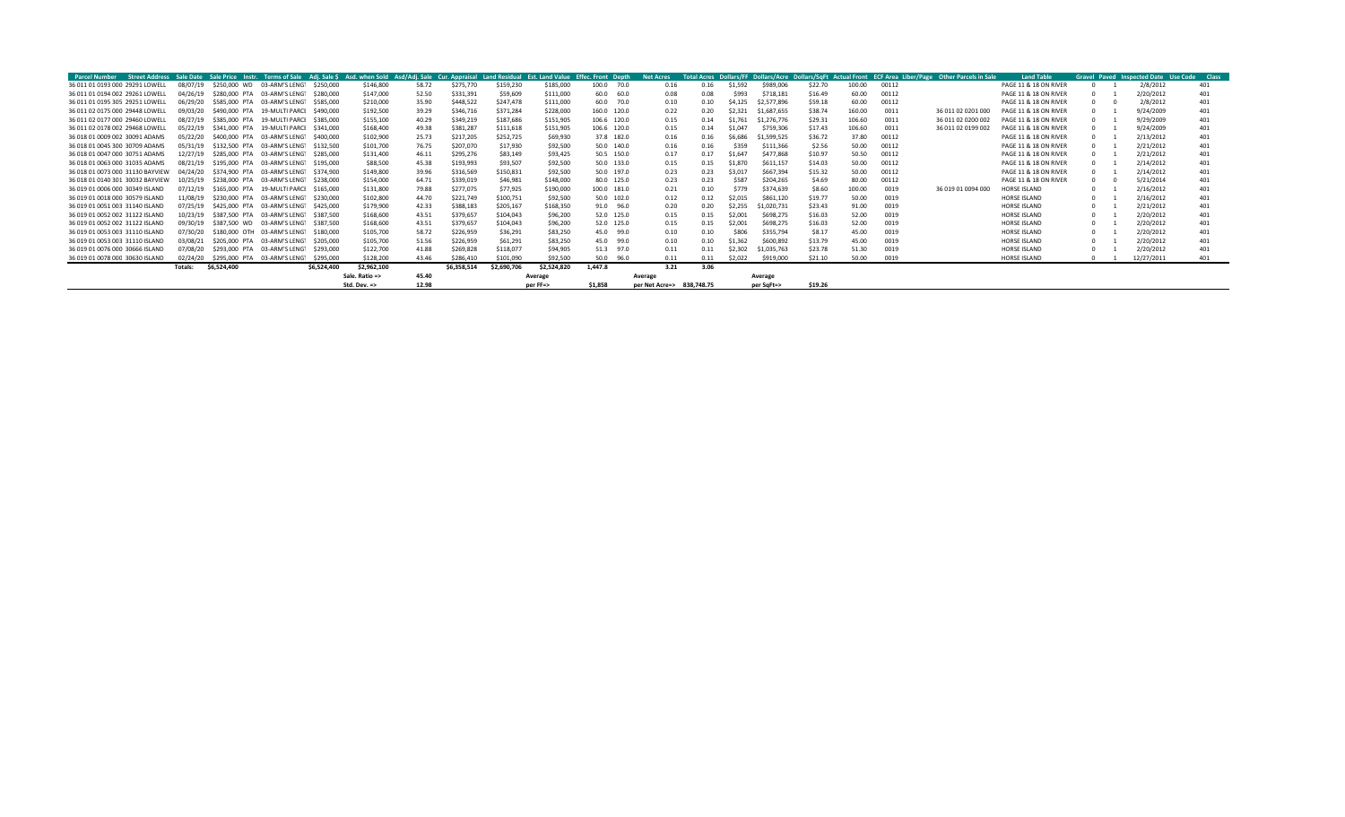| Parcel Number | Street Address | Sale Date | Sale Price | Instr. | Terms of Sale | Adj. Sale $ | Asd. when Sold | Asd/Adj. Sale | Cur. Appraisal | Land Residual | Est. Land Value | Effec. Front | Depth | Net Acres | Total Acres | Dollars/FF | Dollars/Acre | Dollars/SqFt | Actual Front | ECF Area | Liber/Page | Other Parcels in Sale | Land Table | Gravel | Paved | Inspected Date | Use Code | Class |
|---|---|---|---|---|---|---|---|---|---|---|---|---|---|---|---|---|---|---|---|---|---|---|---|---|---|---|---|---|
| 36 011 01 0193 000 | 29291 LOWELL | 08/07/19 | $250,000 | WD | 03-ARM'S LENGT | $250,000 | $146,800 | 58.72 | $275,770 | $159,230 | $185,000 | 100.0 | 70.0 | 0.16 | 0.16 | $1,592 | $989,006 | $22.70 | 100.00 | 00112 | | | PAGE 11 & 18 ON RIVER | 0 | 1 | 2/8/2012 | | 401 |
| 36 011 01 0194 002 | 29261 LOWELL | 04/26/19 | $280,000 | PTA | 03-ARM'S LENGT | $280,000 | $147,000 | 52.50 | $331,391 | $59,609 | $111,000 | 60.0 | 60.0 | 0.08 | 0.08 | $993 | $718,181 | $16.49 | 60.00 | 00112 | | | PAGE 11 & 18 ON RIVER | 0 | 1 | 2/20/2012 | | 401 |
| 36 011 01 0195 305 | 29251 LOWELL | 06/29/20 | $585,000 | PTA | 03-ARM'S LENGT | $585,000 | $210,000 | 35.90 | $448,522 | $247,478 | $111,000 | 60.0 | 70.0 | 0.10 | 0.10 | $4,125 | $2,577,896 | $59.18 | 60.00 | 00112 | | | PAGE 11 & 18 ON RIVER | 0 | 0 | 2/8/2012 | | 401 |
| 36 011 02 0175 000 | 29448 LOWELL | 09/03/20 | $490,000 | PTA | 19-MULTI PARCE | $490,000 | $192,500 | 39.29 | $346,716 | $371,284 | $228,000 | 160.0 | 120.0 | 0.22 | 0.20 | $2,321 | $1,687,655 | $38.74 | 160.00 | 0011 | | 36 011 02 0201 000 | PAGE 11 & 18 ON RIVER | 0 | 1 | 9/24/2009 | | 401 |
| 36 011 02 0177 000 | 29460 LOWELL | 08/27/19 | $385,000 | PTA | 19-MULTI PARCE | $385,000 | $155,100 | 40.29 | $349,219 | $187,686 | $151,905 | 106.6 | 120.0 | 0.15 | 0.14 | $1,761 | $1,276,776 | $29.31 | 106.60 | 0011 | | 36 011 02 0200 002 | PAGE 11 & 18 ON RIVER | 0 | 1 | 9/29/2009 | | 401 |
| 36 011 02 0178 002 | 29468 LOWELL | 05/22/19 | $341,000 | PTA | 19-MULTI PARCE | $341,000 | $168,400 | 49.38 | $381,287 | $111,618 | $151,905 | 106.6 | 120.0 | 0.15 | 0.14 | $1,047 | $759,306 | $17.43 | 106.60 | 0011 | | 36 011 02 0199 002 | PAGE 11 & 18 ON RIVER | 0 | 1 | 9/24/2009 | | 401 |
| 36 018 01 0045 300 | 30709 ADAMS | 05/31/19 | $132,500 | PTA | 03-ARM'S LENGT | $132,500 | $101,700 | 76.75 | $207,070 | $17,930 | $92,500 | 50.0 | 140.0 | 0.16 | 0.16 | $359 | $111,366 | $2.56 | 50.00 | 00112 | | | PAGE 11 & 18 ON RIVER | 0 | 1 | 2/21/2012 | | 401 |
| 36 018 01 0047 000 | 30751 ADAMS | 12/27/19 | $285,000 | PTA | 03-ARM'S LENGT | $285,000 | $131,400 | 46.11 | $295,276 | $83,149 | $93,425 | 50.5 | 150.0 | 0.17 | 0.17 | $1,647 | $477,868 | $10.97 | 50.50 | 00112 | | | PAGE 11 & 18 ON RIVER | 0 | 1 | 2/21/2012 | | 401 |
| 36 018 01 0063 000 | 31035 ADAMS | 08/21/19 | $195,000 | PTA | 03-ARM'S LENGT | $195,000 | $88,500 | 45.38 | $193,993 | $93,507 | $92,500 | 50.0 | 133.0 | 0.15 | 0.15 | $1,870 | $611,157 | $14.03 | 50.00 | 00112 | | | PAGE 11 & 18 ON RIVER | 0 | 1 | 2/14/2012 | | 401 |
| 36 018 01 0073 000 | 31130 BAYVIEW | 04/24/20 | $374,900 | PTA | 03-ARM'S LENGT | $374,900 | $149,800 | 39.96 | $316,569 | $150,831 | $92,500 | 50.0 | 197.0 | 0.23 | 0.23 | $3,017 | $667,394 | $15.32 | 50.00 | 00112 | | | PAGE 11 & 18 ON RIVER | 0 | 1 | 2/14/2012 | | 401 |
| 36 018 01 0140 301 | 30032 BAYVIEW | 10/25/19 | $238,000 | PTA | 03-ARM'S LENGT | $238,000 | $154,000 | 64.71 | $339,019 | $46,981 | $148,000 | 80.0 | 125.0 | 0.23 | 0.23 | $587 | $204,265 | $4.69 | 80.00 | 00112 | | | PAGE 11 & 18 ON RIVER | 0 | 0 | 5/21/2014 | | 401 |
| 36 019 01 0006 000 | 30349 ISLAND | 07/12/19 | $165,000 | PTA | 19-MULTI PARCE | $165,000 | $131,800 | 79.88 | $277,075 | $77,925 | $190,000 | 100.0 | 181.0 | 0.21 | 0.10 | $779 | $374,639 | $8.60 | 100.00 | 0019 | | 36 019 01 0094 000 | HORSE ISLAND | 0 | 1 | 2/16/2012 | | 401 |
| 36 019 01 0018 000 | 30579 ISLAND | 11/08/19 | $230,000 | PTA | 03-ARM'S LENGT | $230,000 | $102,800 | 44.70 | $221,749 | $100,751 | $92,500 | 50.0 | 102.0 | 0.12 | 0.12 | $2,015 | $861,120 | $19.77 | 50.00 | 0019 | | | HORSE ISLAND | 0 | 1 | 2/16/2012 | | 401 |
| 36 019 01 0051 003 | 31140 ISLAND | 07/25/19 | $425,000 | PTA | 03-ARM'S LENGT | $425,000 | $179,900 | 42.33 | $388,183 | $205,167 | $168,350 | 91.0 | 96.0 | 0.20 | 0.20 | $2,255 | $1,020,731 | $23.43 | 91.00 | 0019 | | | HORSE ISLAND | 0 | 1 | 2/21/2012 | | 401 |
| 36 019 01 0052 002 | 31122 ISLAND | 10/23/19 | $387,500 | PTA | 03-ARM'S LENGT | $387,500 | $168,600 | 43.51 | $379,657 | $104,043 | $96,200 | 52.0 | 125.0 | 0.15 | 0.15 | $2,001 | $698,275 | $16.03 | 52.00 | 0019 | | | HORSE ISLAND | 0 | 1 | 2/20/2012 | | 401 |
| 36 019 01 0052 002 | 31122 ISLAND | 09/30/19 | $387,500 | WD | 03-ARM'S LENGT | $387,500 | $168,600 | 43.51 | $379,657 | $104,043 | $96,200 | 52.0 | 125.0 | 0.15 | 0.15 | $2,001 | $698,275 | $16.03 | 52.00 | 0019 | | | HORSE ISLAND | 0 | 1 | 2/20/2012 | | 401 |
| 36 019 01 0053 003 | 31110 ISLAND | 07/30/20 | $180,000 | OTH | 03-ARM'S LENGT | $180,000 | $105,700 | 58.72 | $226,959 | $36,291 | $83,250 | 45.0 | 99.0 | 0.10 | 0.10 | $806 | $355,794 | $8.17 | 45.00 | 0019 | | | HORSE ISLAND | 0 | 1 | 2/20/2012 | | 401 |
| 36 019 01 0053 003 | 31110 ISLAND | 03/08/21 | $205,000 | PTA | 03-ARM'S LENGT | $205,000 | $105,700 | 51.56 | $226,959 | $61,291 | $83,250 | 45.0 | 99.0 | 0.10 | 0.10 | $1,362 | $600,892 | $13.79 | 45.00 | 0019 | | | HORSE ISLAND | 0 | 1 | 2/20/2012 | | 401 |
| 36 019 01 0076 000 | 30666 ISLAND | 07/08/20 | $293,000 | PTA | 03-ARM'S LENGT | $293,000 | $122,700 | 41.88 | $269,828 | $118,077 | $94,905 | 51.3 | 97.0 | 0.11 | 0.11 | $2,302 | $1,035,763 | $23.78 | 51.30 | 0019 | | | HORSE ISLAND | 0 | 1 | 2/20/2012 | | 401 |
| 36 019 01 0078 000 | 30630 ISLAND | 02/24/20 | $295,000 | PTA | 03-ARM'S LENGT | $295,000 | $128,200 | 43.46 | $286,410 | $101,090 | $92,500 | 50.0 | 96.0 | 0.11 | 0.11 | $2,022 | $919,000 | $21.10 | 50.00 | 0019 | | | HORSE ISLAND | 0 | 1 | 12/27/2011 | | 401 |
| | | Totals: | $6,524,400 | | | $6,524,400 | $2,962,100 | | $6,358,514 | $2,690,706 | $2,524,820 | 1,447.8 | | 3.21 | 3.06 | | | | | | | | | | | | | |
| | | | | | | | Sale. Ratio => | 45.40 | | | Average | | | Average | | | Average | | | | | | | | | | | |
| | | | | | | | Std. Dev. => | 12.98 | | | per FF=> | $1,858 | | per Net Acre=> | 838,748.75 | | per SqFt=> | $19.26 | | | | | | | | | | |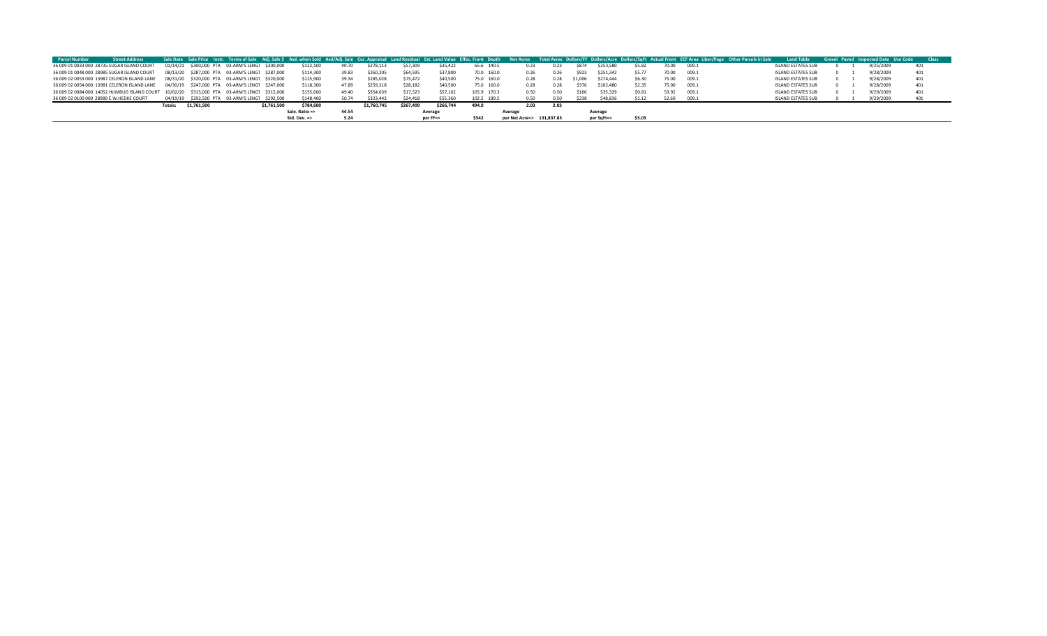| Parcel Number | Street Address | Sale Date | Sale Price | Instr. | Terms of Sale | Adj. Sale $ | Asd. when Sold | Asd/Adj. Sale | Cur. Appraisal | Land Residual | Est. Land Value | Effec. Front | Depth | Net Acres | Total Acres | Dollars/FF | Dollars/Acre | Dollars/SqFt | Actual Front | ECF Area | Liber/Page | Other Parcels in Sale | Land Table | Gravel | Paved | Inspected Date | Use Code | Class |
|---|---|---|---|---|---|---|---|---|---|---|---|---|---|---|---|---|---|---|---|---|---|---|---|---|---|---|---|---|
| 36 009 01 0033 000 | 28735 SUGAR ISLAND COURT | 01/14/21 | $300,000 | PTA | 03-ARM'S LENGT | $300,000 | $122,100 | 40.70 | $278,113 | $57,309 | $35,422 | 65.6 | 140.5 | 0.23 | 0.23 | $874 | $253,580 | $5.82 | 70.00 | 009.1 | | | ISLAND ESTATES SUB | 0 | 1 | 9/25/2009 | 401 | |
| 36 009 01 0048 000 | 28985 SUGAR ISLAND COURT | 08/13/20 | $287,000 | PTA | 03-ARM'S LENGT | $287,000 | $114,300 | 39.83 | $260,205 | $64,595 | $37,800 | 70.0 | 160.0 | 0.26 | 0.26 | $923 | $251,342 | $5.77 | 70.00 | 009.1 | | | ISLAND ESTATES SUB | 0 | 1 | 9/28/2009 | 401 | |
| 36 009 02 0053 000 | 13987 CELERON ISLAND LANE | 08/31/20 | $320,000 | PTA | 03-ARM'S LENGT | $320,000 | $125,900 | 39.34 | $285,028 | $75,472 | $40,500 | 75.0 | 160.0 | 0.28 | 0.28 | $1,006 | $274,444 | $6.30 | 75.00 | 009.1 | | | ISLAND ESTATES SUB | 0 | 1 | 9/28/2009 | 401 | |
| 36 009 02 0054 000 | 13981 CELERON ISLAND LANE | 04/30/19 | $247,000 | PTA | 03-ARM'S LENGT | $247,000 | $118,300 | 47.89 | $259,318 | $28,182 | $40,500 | 75.0 | 160.0 | 0.28 | 0.28 | $376 | $102,480 | $2.35 | 75.00 | 009.1 | | | ISLAND ESTATES SUB | 0 | 1 | 9/28/2009 | 401 | |
| 36 009 02 0084 000 | 14052 HUMBUG ISLAND COURT | 10/02/20 | $315,000 | PTA | 03-ARM'S LENGT | $315,000 | $155,600 | 49.40 | $354,639 | $17,523 | $57,162 | 105.9 | 170.3 | 0.50 | 0.50 | $166 | $35,329 | $0.81 | 53.92 | 009.1 | | | ISLAND ESTATES SUB | 0 | 1 | 9/29/2009 | 401 | |
| 36 009 02 0100 000 | 28989 E.W.HEDKE COURT | 04/19/19 | $292,500 | PTA | 03-ARM'S LENGT | $292,500 | $148,400 | 50.74 | $323,442 | $24,418 | $55,360 | 102.5 | 189.5 | 0.50 | 0.50 | $238 | $48,836 | $1.12 | 52.60 | 009.1 | | | ISLAND ESTATES SUB | 0 | 1 | 9/29/2009 | 401 | |
| | | Totals: | $1,761,500 | | | $1,761,500 | $784,600 | | $1,760,745 | $267,499 | $266,744 | 494.0 | | 2.03 | 2.03 | | | | | | | | | | | | | |
| | | | | | | | Sale. Ratio => | 44.54 | | | Average | | | Average | | | Average | | | | | | | | | | | |
| | | | | | | | Std. Dev. => | 5.24 | | | per FF=> | $542 | | per Net Acre=> | 131,837.85 | | per SqFt=> | $3.03 | | | | | | | | | | |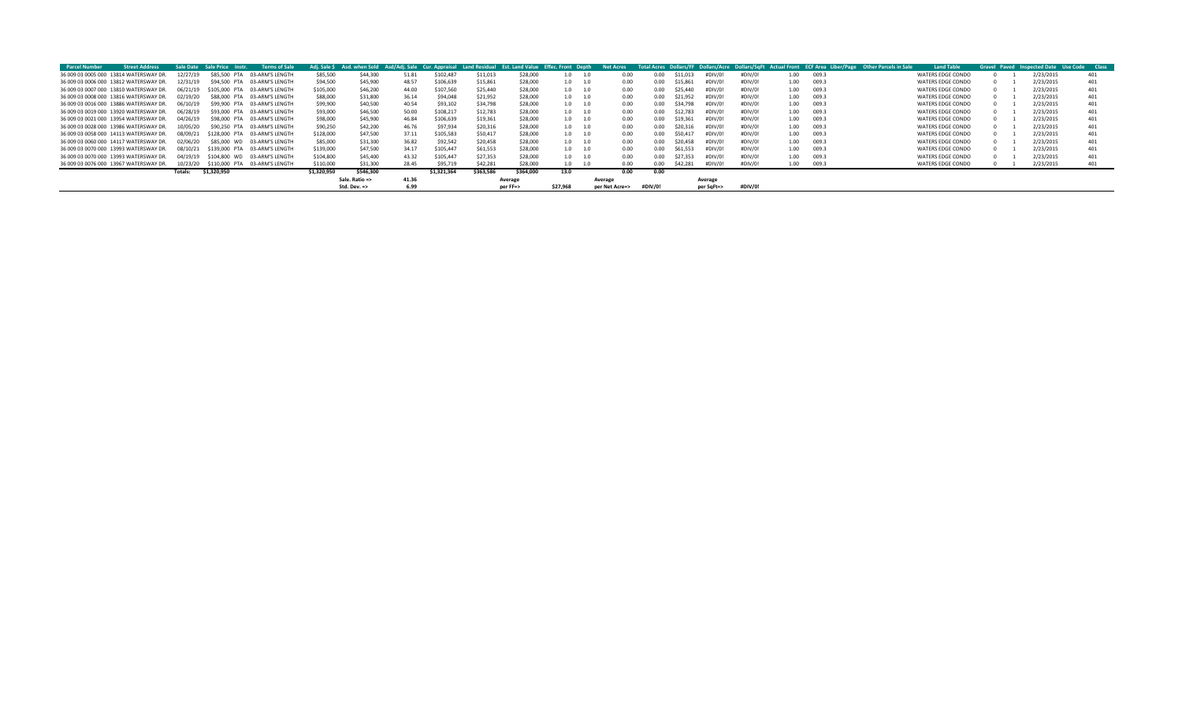| Parcel Number | Street Address | Sale Date | Sale Price | Instr. | Terms of Sale | Adj. Sale $ | Asd. when Sold | Asd/Adj. Sale | Cur. Appraisal | Land Residual | Est. Land Value | Effec. Front | Depth | Net Acres | Total Acres | Dollars/FF | Dollars/Acre | Dollars/SqFt | Actual Front | ECF Area | Liber/Page | Other Parcels in Sale | Land Table | Gravel | Paved | Inspected Date | Use Code | Class |
|---|---|---|---|---|---|---|---|---|---|---|---|---|---|---|---|---|---|---|---|---|---|---|---|---|---|---|---|---|
| 36 009 03 0005 000 | 13814 WATERSWAY DR. | 12/27/19 | $85,500 | PTA | 03-ARM'S LENGTH | $85,500 | $44,300 | 51.81 | $102,487 | $11,013 | $28,000 | 1.0 | 1.0 | 0.00 | 0.00 | $11,013 | #DIV/0! | #DIV/0! | 1.00 | 009.3 | | | WATERS EDGE CONDO | 0 | 1 | 2/23/2015 | | 401 |
| 36 009 03 0006 000 | 13812 WATERSWAY DR. | 12/31/19 | $94,500 | PTA | 03-ARM'S LENGTH | $94,500 | $45,900 | 48.57 | $106,639 | $15,861 | $28,000 | 1.0 | 1.0 | 0.00 | 0.00 | $15,861 | #DIV/0! | #DIV/0! | 1.00 | 009.3 | | | WATERS EDGE CONDO | 0 | 1 | 2/23/2015 | | 401 |
| 36 009 03 0007 000 | 13810 WATERSWAY DR. | 06/21/19 | $105,000 | PTA | 03-ARM'S LENGTH | $105,000 | $46,200 | 44.00 | $107,560 | $25,440 | $28,000 | 1.0 | 1.0 | 0.00 | 0.00 | $25,440 | #DIV/0! | #DIV/0! | 1.00 | 009.3 | | | WATERS EDGE CONDO | 0 | 1 | 2/23/2015 | | 401 |
| 36 009 03 0008 000 | 13816 WATERSWAY DR. | 02/19/20 | $88,000 | PTA | 03-ARM'S LENGTH | $88,000 | $31,800 | 36.14 | $94,048 | $21,952 | $28,000 | 1.0 | 1.0 | 0.00 | 0.00 | $21,952 | #DIV/0! | #DIV/0! | 1.00 | 009.3 | | | WATERS EDGE CONDO | 0 | 1 | 2/23/2015 | | 401 |
| 36 009 03 0016 000 | 13886 WATERSWAY DR. | 06/10/19 | $99,900 | PTA | 03-ARM'S LENGTH | $99,900 | $40,500 | 40.54 | $93,102 | $34,798 | $28,000 | 1.0 | 1.0 | 0.00 | 0.00 | $34,798 | #DIV/0! | #DIV/0! | 1.00 | 009.3 | | | WATERS EDGE CONDO | 0 | 1 | 2/23/2015 | | 401 |
| 36 009 03 0019 000 | 13920 WATERSWAY DR. | 06/28/19 | $93,000 | PTA | 03-ARM'S LENGTH | $93,000 | $46,500 | 50.00 | $108,217 | $12,783 | $28,000 | 1.0 | 1.0 | 0.00 | 0.00 | $12,783 | #DIV/0! | #DIV/0! | 1.00 | 009.3 | | | WATERS EDGE CONDO | 0 | 1 | 2/23/2015 | | 401 |
| 36 009 03 0021 000 | 13954 WATERSWAY DR. | 04/26/19 | $98,000 | PTA | 03-ARM'S LENGTH | $98,000 | $45,900 | 46.84 | $106,639 | $19,361 | $28,000 | 1.0 | 1.0 | 0.00 | 0.00 | $19,361 | #DIV/0! | #DIV/0! | 1.00 | 009.3 | | | WATERS EDGE CONDO | 0 | 1 | 2/23/2015 | | 401 |
| 36 009 03 0028 000 | 13986 WATERSWAY DR. | 10/05/20 | $90,250 | PTA | 03-ARM'S LENGTH | $90,250 | $42,200 | 46.76 | $97,934 | $20,316 | $28,000 | 1.0 | 1.0 | 0.00 | 0.00 | $20,316 | #DIV/0! | #DIV/0! | 1.00 | 009.3 | | | WATERS EDGE CONDO | 0 | 1 | 2/23/2015 | | 401 |
| 36 009 03 0058 000 | 14113 WATERSWAY DR. | 08/09/21 | $128,000 | PTA | 03-ARM'S LENGTH | $128,000 | $47,500 | 37.11 | $105,583 | $50,417 | $28,000 | 1.0 | 1.0 | 0.00 | 0.00 | $50,417 | #DIV/0! | #DIV/0! | 1.00 | 009.3 | | | WATERS EDGE CONDO | 0 | 1 | 2/23/2015 | | 401 |
| 36 009 03 0060 000 | 14117 WATERSWAY DR. | 02/06/20 | $85,000 | WD | 03-ARM'S LENGTH | $85,000 | $31,300 | 36.82 | $92,542 | $20,458 | $28,000 | 1.0 | 1.0 | 0.00 | 0.00 | $20,458 | #DIV/0! | #DIV/0! | 1.00 | 009.3 | | | WATERS EDGE CONDO | 0 | 1 | 2/23/2015 | | 401 |
| 36 009 03 0070 000 | 13993 WATERSWAY DR. | 08/10/21 | $139,000 | PTA | 03-ARM'S LENGTH | $139,000 | $47,500 | 34.17 | $105,447 | $61,553 | $28,000 | 1.0 | 1.0 | 0.00 | 0.00 | $61,553 | #DIV/0! | #DIV/0! | 1.00 | 009.3 | | | WATERS EDGE CONDO | 0 | 1 | 2/23/2015 | | 401 |
| 36 009 03 0070 000 | 13993 WATERSWAY DR. | 04/19/19 | $104,800 | WD | 03-ARM'S LENGTH | $104,800 | $45,400 | 43.32 | $105,447 | $27,353 | $28,000 | 1.0 | 1.0 | 0.00 | 0.00 | $27,353 | #DIV/0! | #DIV/0! | 1.00 | 009.3 | | | WATERS EDGE CONDO | 0 | 1 | 2/23/2015 | | 401 |
| 36 009 03 0076 000 | 13967 WATERSWAY DR. | 10/23/20 | $110,000 | PTA | 03-ARM'S LENGTH | $110,000 | $31,300 | 28.45 | $95,719 | $42,281 | $28,000 | 1.0 | 1.0 | 0.00 | 0.00 | $42,281 | #DIV/0! | #DIV/0! | 1.00 | 009.3 | | | WATERS EDGE CONDO | 0 | 1 | 2/23/2015 | | 401 |
| | | Totals: | $1,320,950 | | | $1,320,950 | $546,300 | | $1,321,364 | $363,586 | $364,000 | 13.0 | | 0.00 | 0.00 | | | | | | | | | | | | | |
| | | | | | | | Sale. Ratio => | 41.36 | | | Average per FF=> | $27,968 | | Average per Net Acre=> | #DIV/0! | | Average per SqFt=> | #DIV/0! | | | | | | | | | | |
| | | | | | | | Std. Dev. => | 6.99 | | | | | | | | | | | | | | | | | | | | |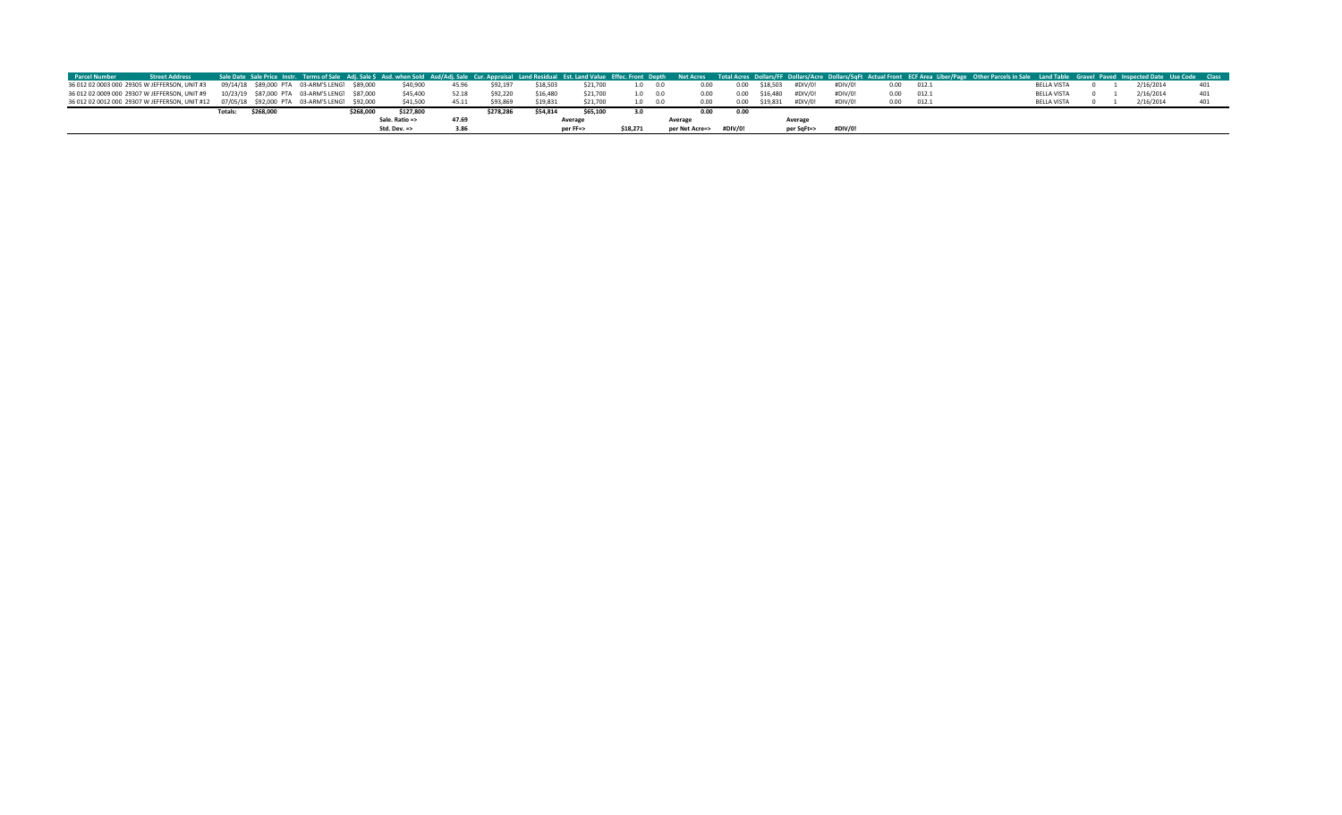| Parcel Number | Street Address | Sale Date | Sale Price | Instr. | Terms of Sale | Adj. Sale $ | Asd. when Sold | Asd/Adj. Sale | Cur. Appraisal | Land Residual | Est. Land Value | Effec. Front | Depth | Net Acres | Total Acres | Dollars/FF | Dollars/Acre | Dollars/SqFt | Actual Front | ECF Area | Liber/Page | Other Parcels in Sale | Land Table | Gravel | Paved | Inspected Date | Use Code | Class |
|---|---|---|---|---|---|---|---|---|---|---|---|---|---|---|---|---|---|---|---|---|---|---|---|---|---|---|---|---|
| 36 012 02 0003 000 | 29305 W JEFFERSON, UNIT #3 | 09/14/18 | $89,000 | PTA | 03-ARM'S LENGT | $89,000 | $40,900 | 45.96 | $92,197 | $18,503 | $21,700 | 1.0 | 0.0 | 0.00 | 0.00 | $18,503 | #DIV/0! | #DIV/0! | 0.00 | 012.1 | | | BELLA VISTA | 0 | 1 | 2/16/2014 | 401 | |
| 36 012 02 0009 000 | 29307 W JEFFERSON, UNIT #9 | 10/23/19 | $87,000 | PTA | 03-ARM'S LENGT | $87,000 | $45,400 | 52.18 | $92,220 | $16,480 | $21,700 | 1.0 | 0.0 | 0.00 | 0.00 | $16,480 | #DIV/0! | #DIV/0! | 0.00 | 012.1 | | | BELLA VISTA | 0 | 1 | 2/16/2014 | 401 | |
| 36 012 02 0012 000 | 29307 W JEFFERSON, UNIT #12 | 07/05/18 | $92,000 | PTA | 03-ARM'S LENGT | $92,000 | $41,500 | 45.11 | $93,869 | $19,831 | $21,700 | 1.0 | 0.0 | 0.00 | 0.00 | $19,831 | #DIV/0! | #DIV/0! | 0.00 | 012.1 | | | BELLA VISTA | 0 | 1 | 2/16/2014 | 401 | |
| | | Totals: | $268,000 | | | $268,000 | $127,800 | | $278,286 | $54,814 | $65,100 | 3.0 | | 0.00 | 0.00 | | | | | | | | | | | | | |
| | | | | | | | Sale. Ratio => | 47.69 | | | Average | | | Average | | | Average | | | | | | | | | | | |
| | | | | | | | Std. Dev. => | 3.86 | | | per FF=> | $18,271 | | per Net Acre=> | #DIV/0! | | per SqFt=> | #DIV/0! | | | | | | | | | | |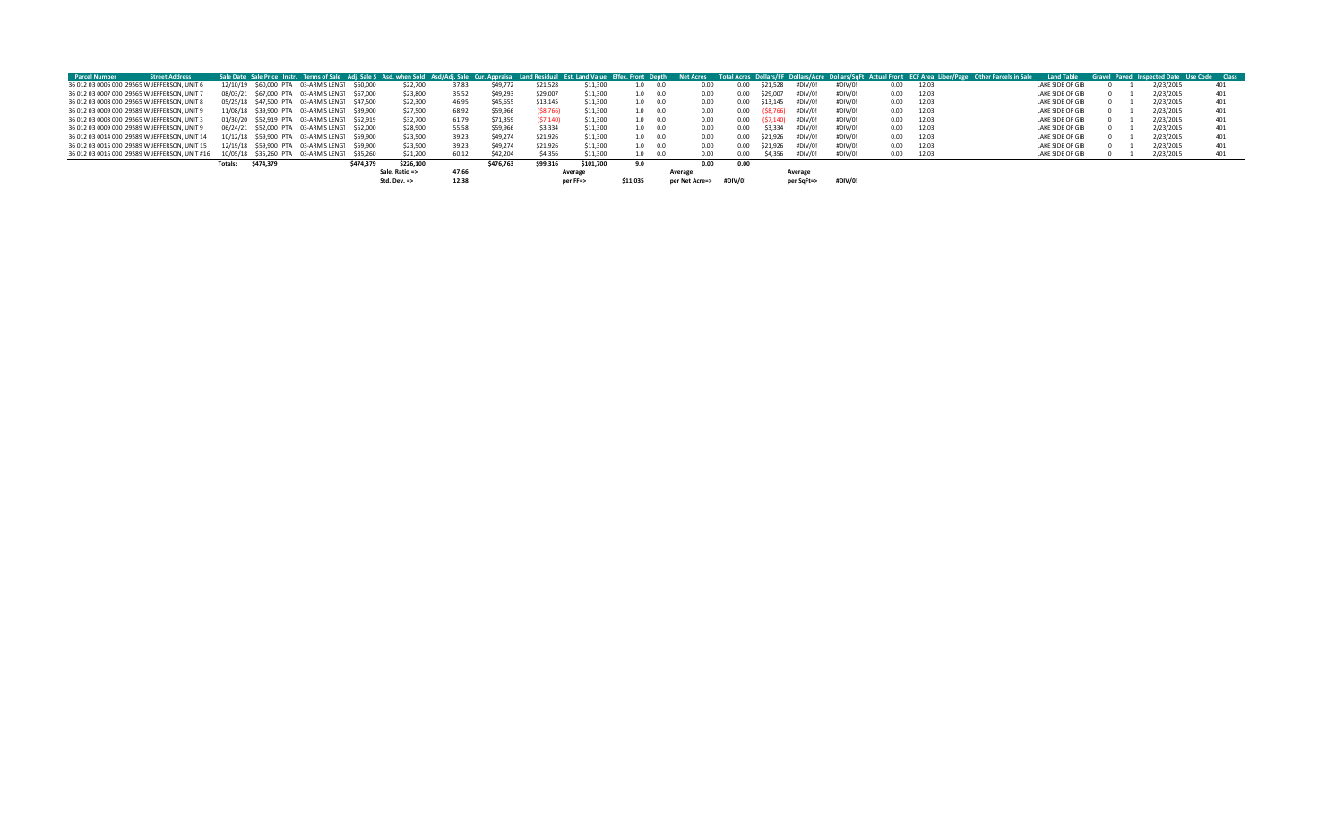| Parcel Number | Street Address | Sale Date | Sale Price | Instr. | Terms of Sale | Adj. Sale $ | Asd. when Sold | Asd/Adj. Sale | Cur. Appraisal | Land Residual | Est. Land Value | Effec. Front | Depth | Net Acres | Total Acres | Dollars/FF | Dollars/Acre | Dollars/SqFt | Actual Front | ECF Area | Liber/Page | Other Parcels in Sale | Land Table | Gravel | Paved | Inspected Date | Use Code | Class |
|---|---|---|---|---|---|---|---|---|---|---|---|---|---|---|---|---|---|---|---|---|---|---|---|---|---|---|---|---|
| 36 012 03 0006 000 | 29565 W JEFFERSON, UNIT 6 | 12/10/19 | $60,000 | PTA | 03-ARM'S LENGT | $60,000 | $22,700 | 37.83 | $49,772 | $21,528 | $11,300 | 1.0 | 0.0 | 0.00 | 0.00 | $21,528 | #DIV/0! | #DIV/0! | 0.00 | 12.03 | | | LAKE SIDE OF GIB | 0 | 1 | 2/23/2015 | 401 | |
| 36 012 03 0007 000 | 29565 W JEFFERSON, UNIT 7 | 08/03/21 | $67,000 | PTA | 03-ARM'S LENGT | $67,000 | $23,800 | 35.52 | $49,293 | $29,007 | $11,300 | 1.0 | 0.0 | 0.00 | 0.00 | $29,007 | #DIV/0! | #DIV/0! | 0.00 | 12.03 | | | LAKE SIDE OF GIB | 0 | 1 | 2/23/2015 | 401 | |
| 36 012 03 0008 000 | 29565 W JEFFERSON, UNIT 8 | 05/25/18 | $47,500 | PTA | 03-ARM'S LENGT | $47,500 | $22,300 | 46.95 | $45,655 | $13,145 | $11,300 | 1.0 | 0.0 | 0.00 | 0.00 | $13,145 | #DIV/0! | #DIV/0! | 0.00 | 12.03 | | | LAKE SIDE OF GIB | 0 | 1 | 2/23/2015 | 401 | |
| 36 012 03 0009 000 | 29589 W JEFFERSON, UNIT 9 | 11/08/18 | $39,900 | PTA | 03-ARM'S LENGT | $39,900 | $27,500 | 68.92 | $59,966 | ($8,766) | $11,300 | 1.0 | 0.0 | 0.00 | 0.00 | ($8,766) | #DIV/0! | #DIV/0! | 0.00 | 12.03 | | | LAKE SIDE OF GIB | 0 | 1 | 2/23/2015 | 401 | |
| 36 012 03 0003 000 | 29565 W JEFFERSON, UNIT 3 | 01/30/20 | $52,919 | PTA | 03-ARM'S LENGT | $52,919 | $32,700 | 61.79 | $71,359 | ($7,140) | $11,300 | 1.0 | 0.0 | 0.00 | 0.00 | ($7,140) | #DIV/0! | #DIV/0! | 0.00 | 12.03 | | | LAKE SIDE OF GIB | 0 | 1 | 2/23/2015 | 401 | |
| 36 012 03 0009 000 | 29589 W JEFFERSON, UNIT 9 | 06/24/21 | $52,000 | PTA | 03-ARM'S LENGT | $52,000 | $28,900 | 55.58 | $59,966 | $3,334 | $11,300 | 1.0 | 0.0 | 0.00 | 0.00 | $3,334 | #DIV/0! | #DIV/0! | 0.00 | 12.03 | | | LAKE SIDE OF GIB | 0 | 1 | 2/23/2015 | 401 | |
| 36 012 03 0014 000 | 29589 W JEFFERSON, UNIT 14 | 10/12/18 | $59,900 | PTA | 03-ARM'S LENGT | $59,900 | $23,500 | 39.23 | $49,274 | $21,926 | $11,300 | 1.0 | 0.0 | 0.00 | 0.00 | $21,926 | #DIV/0! | #DIV/0! | 0.00 | 12.03 | | | LAKE SIDE OF GIB | 0 | 1 | 2/23/2015 | 401 | |
| 36 012 03 0015 000 | 29589 W JEFFERSON, UNIT 15 | 12/19/18 | $59,900 | PTA | 03-ARM'S LENGT | $59,900 | $23,500 | 39.23 | $49,274 | $21,926 | $11,300 | 1.0 | 0.0 | 0.00 | 0.00 | $21,926 | #DIV/0! | #DIV/0! | 0.00 | 12.03 | | | LAKE SIDE OF GIB | 0 | 1 | 2/23/2015 | 401 | |
| 36 012 03 0016 000 | 29589 W JEFFERSON, UNIT #16 | 10/05/18 | $35,260 | PTA | 03-ARM'S LENGT | $35,260 | $21,200 | 60.12 | $42,204 | $4,356 | $11,300 | 1.0 | 0.0 | 0.00 | 0.00 | $4,356 | #DIV/0! | #DIV/0! | 0.00 | 12.03 | | | LAKE SIDE OF GIB | 0 | 1 | 2/23/2015 | 401 | |
| | | Totals: | $474,379 | | | $474,379 | $226,100 | | $476,763 | $99,316 | $101,700 | 9.0 | | 0.00 | 0.00 | | | | | | | | | | | | | |
| | | | | | | | Sale. Ratio => | 47.66 | | | Average | | | Average | | | Average | | | | | | | | | | | |
| | | | | | | | Std. Dev. => | 12.38 | | | per FF=> | $11,035 | | per Net Acre=> | #DIV/0! | | per SqFt=> | #DIV/0! | | | | | | | | | | |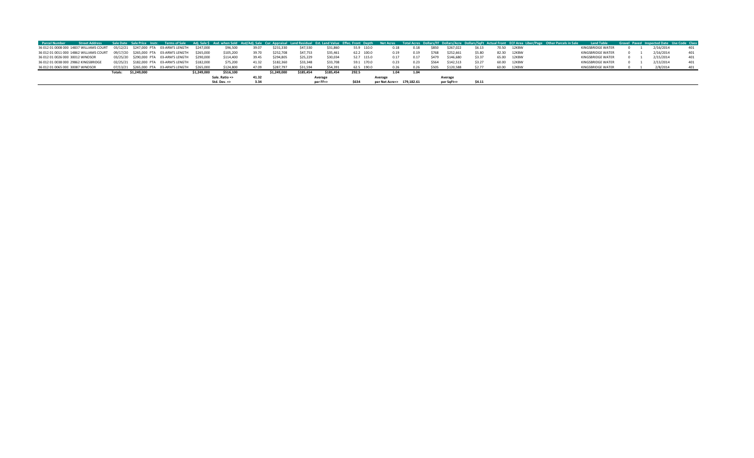| Parcel Number | Street Address | Sale Date | Sale Price | Instr. | Terms of Sale | Adj. Sale $ | Asd. when Sold | Asd/Adj. Sale | Cur. Appraisal | Land Residual | Est. Land Value | Effec. Front | Depth | Net Acres | Total Acres | Dollars/FF | Dollars/Acre | Dollars/SqFt | Actual Front | ECF Area | Liber/Page | Other Parcels in Sale | Land Table | Gravel | Paved | Inspected Date | Use Code | Class |
|---|---|---|---|---|---|---|---|---|---|---|---|---|---|---|---|---|---|---|---|---|---|---|---|---|---|---|---|---|
| 36 012 01 0008 000 | 14837 WILLIAMS COURT | 03/12/21 | $247,000 | PTA | 03-ARM'S LENGTH | $247,000 | $96,500 | 39.07 | $231,330 | $47,530 | $31,860 | 55.9 | 110.0 | 0.18 | 0.18 | $850 | $267,022 | $6.13 | 70.50 | 12KBW | | | KINGSBRIDGE WATER | 0 | 1 | 2/16/2014 | | 401 |
| 36 012 01 0011 000 | 14862 WILLIAMS COURT | 09/17/20 | $265,000 | PTA | 03-ARM'S LENGTH | $265,000 | $105,200 | 39.70 | $252,708 | $47,753 | $35,461 | 62.2 | 100.0 | 0.19 | 0.19 | $768 | $252,661 | $5.80 | 82.30 | 12KBW | | | KINGSBRIDGE WATER | 0 | 1 | 2/16/2014 | | 401 |
| 36 012 01 0026 000 | 30012 WINDSOR | 03/25/20 | $290,000 | PTA | 03-ARM'S LENGTH | $290,000 | $114,400 | 39.45 | $294,805 | $25,229 | $30,034 | 52.7 | 115.0 | 0.17 | 0.17 | $479 | $146,680 | $3.37 | 65.00 | 12KBW | | | KINGSBRIDGE WATER | 0 | 1 | 2/15/2014 | | 401 |
| 36 012 01 0038 000 | 29862 KINGSBRIDGE | 02/25/21 | $182,000 | PTA | 03-ARM'S LENGTH | $182,000 | $75,200 | 41.32 | $182,360 | $33,348 | $33,708 | 59.1 | 170.0 | 0.23 | 0.23 | $564 | $142,513 | $3.27 | 60.00 | 12KBW | | | KINGSBRIDGE WATER | 0 | 1 | 2/13/2014 | | 401 |
| 36 012 01 0065 000 | 30087 WINDSOR | 07/13/21 | $265,000 | PTA | 03-ARM'S LENGTH | $265,000 | $124,800 | 47.09 | $287,797 | $31,594 | $54,391 | 62.5 | 190.0 | 0.26 | 0.26 | $505 | $120,588 | $2.77 | 60.00 | 12KBW | | | KINGSBRIDGE WATER | 0 | 1 | 2/8/2014 | | 401 |
| | | Totals: | $1,249,000 | | | $1,249,000 | $516,100 | | $1,249,000 | $185,454 | $185,454 | 292.5 | | 1.04 | 1.04 | | | | | | | | | | | | | |
| | | | | | | | Sale. Ratio => | 41.32 | | | Average | | | Average | | | Average | | | | | | | | | | | |
| | | | | | | | Std. Dev. => | 3.34 | | | per FF=> | $634 | | per Net Acre=> | 179,182.61 | | per SqFt=> | $4.11 | | | | | | | | | | |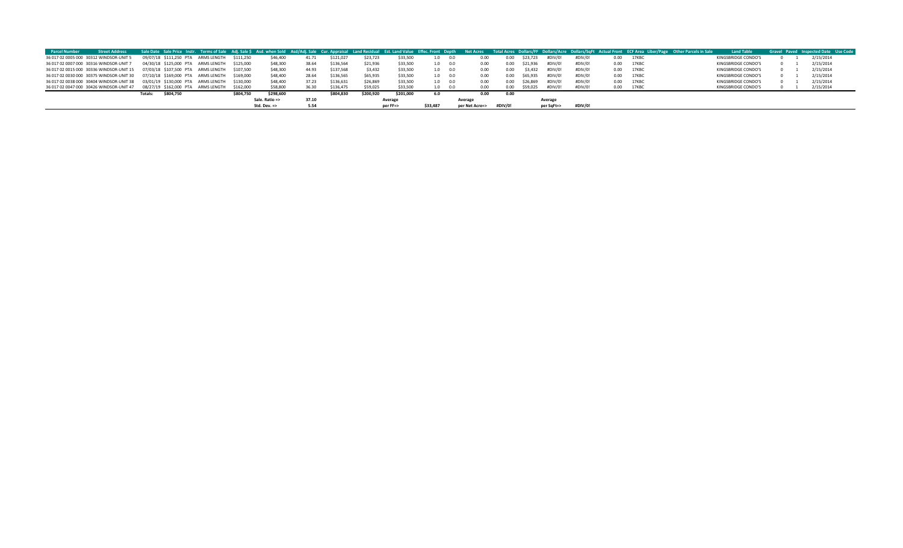| Parcel Number | Street Address | Sale Date | Sale Price | Instr. | Terms of Sale | Adj. Sale $ | Asd. when Sold | Asd/Adj. Sale | Cur. Appraisal | Land Residual | Est. Land Value | Effec. Front | Depth | Net Acres | Total Acres | Dollars/FF | Dollars/Acre | Dollars/SqFt | Actual Front | ECF Area | Liber/Page | Other Parcels in Sale | Land Table | Gravel | Paved | Inspected Date | Use Code |
|---|---|---|---|---|---|---|---|---|---|---|---|---|---|---|---|---|---|---|---|---|---|---|---|---|---|---|---|
| 36 017 02 0005 000 | 30312 WINDSOR-UNIT 5 | 09/07/18 | $111,250 | PTA | ARMS LENGTH | $111,250 | $46,400 | 41.71 | $121,027 | $23,723 | $33,500 | 1.0 | 0.0 | 0.00 | 0.00 | $23,723 | #DIV/0! | #DIV/0! | 0.00 | 17KBC | | | KINGSBRIDGE CONDO'S | 0 | 1 | 2/15/2014 | |
| 36 017 02 0007 000 | 30316 WINDSOR-UNIT 7 | 04/30/18 | $125,000 | PTA | ARMS LENGTH | $125,000 | $48,300 | 38.64 | $136,564 | $21,936 | $33,500 | 1.0 | 0.0 | 0.00 | 0.00 | $21,936 | #DIV/0! | #DIV/0! | 0.00 | 17KBC | | | KINGSBRIDGE CONDO'S | 0 | 1 | 2/15/2014 | |
| 36 017 02 0015 000 | 30336 WINDSOR-UNIT 15 | 07/03/18 | $107,500 | PTA | ARMS LENGTH | $107,500 | $48,300 | 44.93 | $137,568 | $3,432 | $33,500 | 1.0 | 0.0 | 0.00 | 0.00 | $3,432 | #DIV/0! | #DIV/0! | 0.00 | 17KBC | | | KINGSBRIDGE CONDO'S | 0 | 1 | 2/15/2014 | |
| 36 017 02 0030 000 | 30375 WINDSOR-UNIT 30 | 07/10/18 | $169,000 | PTA | ARMS LENGTH | $169,000 | $48,400 | 28.64 | $136,565 | $65,935 | $33,500 | 1.0 | 0.0 | 0.00 | 0.00 | $65,935 | #DIV/0! | #DIV/0! | 0.00 | 17KBC | | | KINGSBRIDGE CONDO'S | 0 | 1 | 2/15/2014 | |
| 36 017 02 0038 000 | 30404 WINDSOR-UNIT 38 | 03/01/19 | $130,000 | PTA | ARMS LENGTH | $130,000 | $48,400 | 37.23 | $136,631 | $26,869 | $33,500 | 1.0 | 0.0 | 0.00 | 0.00 | $26,869 | #DIV/0! | #DIV/0! | 0.00 | 17KBC | | | KINGSBRIDGE CONDO'S | 0 | 1 | 2/15/2014 | |
| 36 017 02 0047 000 | 30426 WINDSOR-UNIT 47 | 08/27/19 | $162,000 | PTA | ARMS LENGTH | $162,000 | $58,800 | 36.30 | $136,475 | $59,025 | $33,500 | 1.0 | 0.0 | 0.00 | 0.00 | $59,025 | #DIV/0! | #DIV/0! | 0.00 | 17KBC | | | KINGSBRIDGE CONDO'S | 0 | 1 | 2/15/2014 | |
| | | Totals: | $804,750 | | | $804,750 | $298,600 | | $804,830 | $200,920 | $201,000 | 6.0 | | 0.00 | 0.00 | | | | | | | | | | | | |
| | | | | | | | Sale. Ratio => | 37.10 | | | Average | | | Average | | | Average | | | | | | | | | | |
| | | | | | | | Std. Dev. => | 5.54 | | | per FF=> | $33,487 | | per Net Acre=> | #DIV/0! | | per SqFt=> | #DIV/0! | | | | | | | | | |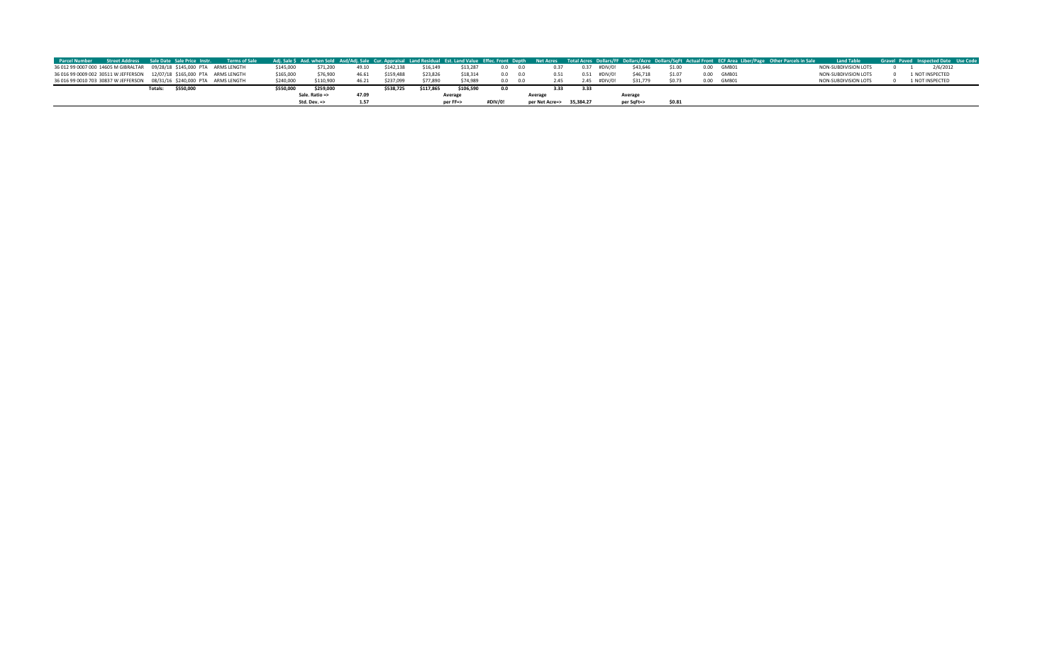| Parcel Number | Street Address | Sale Date | Sale Price | Instr. | Terms of Sale | Adj. Sale $ | Asd. when Sold | Asd/Adj. Sale | Cur. Appraisal | Land Residual | Est. Land Value | Effec. Front | Depth | Net Acres | Total Acres | Dollars/FF | Dollars/Acre | Dollars/SqFt | Actual Front | ECF Area | Liber/Page | Other Parcels in Sale | Land Table | Gravel | Paved | Inspected Date | Use Code |
|---|---|---|---|---|---|---|---|---|---|---|---|---|---|---|---|---|---|---|---|---|---|---|---|---|---|---|---|
| 36 012 99 0007 000 | 14605 M GIBRALTAR | 09/28/18 | $145,000 | PTA | ARMS LENGTH | $145,000 | $71,200 | 49.10 | $142,138 | $16,149 | $13,287 | 0.0 | 0.0 | 0.37 | 0.37 | #DIV/0! | $43,646 | $1.00 | 0.00 | GMB01 | | | NON-SUBDIVISION LOTS | 0 | 1 | 2/6/2012 | |
| 36 016 99 0009 002 | 30511 W JEFFERSON | 12/07/18 | $165,000 | PTA | ARMS LENGTH | $165,000 | $76,900 | 46.61 | $159,488 | $23,826 | $18,314 | 0.0 | 0.0 | 0.51 | 0.51 | #DIV/0! | $46,718 | $1.07 | 0.00 | GMB01 | | | NON-SUBDIVISION LOTS | 0 | 1 | NOT INSPECTED | |
| 36 016 99 0010 703 | 30837 W JEFFERSON | 08/31/16 | $240,000 | PTA | ARMS LENGTH | $240,000 | $110,900 | 46.21 | $237,099 | $77,890 | $74,989 | 0.0 | 0.0 | 2.45 | 2.45 | #DIV/0! | $31,779 | $0.73 | 0.00 | GMB01 | | | NON-SUBDIVISION LOTS | 0 | 1 | NOT INSPECTED | |
| | | Totals: | $550,000 | | | $550,000 | $259,000 | | $538,725 | $117,865 | $106,590 | 0.0 | | 3.33 | 3.33 | | | | | | | | | | | | |
| | | | | | | | Sale. Ratio => | 47.09 | | | Average | | | Average | | | Average | | | | | | | | | | |
| | | | | | | | Std. Dev. => | 1.57 | | | per FF=> | #DIV/0! | | per Net Acre=> | 35,384.27 | | per SqFt=> | $0.81 | | | | | | | | | |